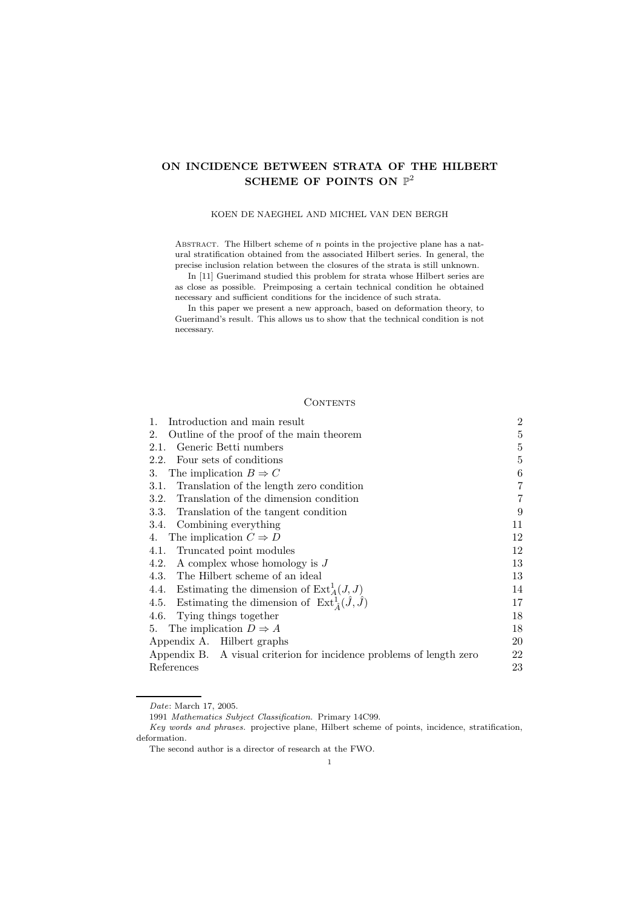# ON INCIDENCE BETWEEN STRATA OF THE HILBERT SCHEME OF POINTS ON $\mathbb{P}^2$

KOEN DE NAEGHEL AND MICHEL VAN DEN BERGH

Abstract. The Hilbert scheme of $n$ points in the projective plane has a natural stratification obtained from the associated Hilbert series. In general, the precise inclusion relation between the closures of the strata is still unknown.

In [11] Guerimand studied this problem for strata whose Hilbert series are as close as possible. Preimposing a certain technical condition he obtained necessary and sufficient conditions for the incidence of such strata.

In this paper we present a new approach, based on deformation theory, to Guerimand's result. This allows us to show that the technical condition is not necessary.

## Contents

| | |
|---|---|
| 1. Introduction and main result | 2 |
| 2. Outline of the proof of the main theorem | 5 |
| 2.1. Generic Betti numbers | 5 |
| 2.2. Four sets of conditions | 5 |
| 3. The implication $B \Rightarrow C$ | 6 |
| 3.1. Translation of the length zero condition | 7 |
| 3.2. Translation of the dimension condition | 7 |
| 3.3. Translation of the tangent condition | 9 |
| 3.4. Combining everything | 11 |
| 4. The implication $C \Rightarrow D$ | 12 |
| 4.1. Truncated point modules | 12 |
| 4.2. A complex whose homology is $J$ | 13 |
| 4.3. The Hilbert scheme of an ideal | 13 |
| 4.4. Estimating the dimension of $\operatorname{Ext}^1_A(J,J)$ | 14 |
| 4.5. Estimating the dimension of $\operatorname{Ext}^1_{\hat{A}}(\hat{J},\hat{J})$ | 17 |
| 4.6. Tying things together | 18 |
| 5. The implication $D \Rightarrow A$ | 18 |
| Appendix A. Hilbert graphs | 20 |
| Appendix B. A visual criterion for incidence problems of length zero | 22 |
| References | 23 |

*Date*: March 17, 2005.

1991 *Mathematics Subject Classification.* Primary 14C99.

*Key words and phrases.* projective plane, Hilbert scheme of points, incidence, stratification, deformation.

The second author is a director of research at the FWO.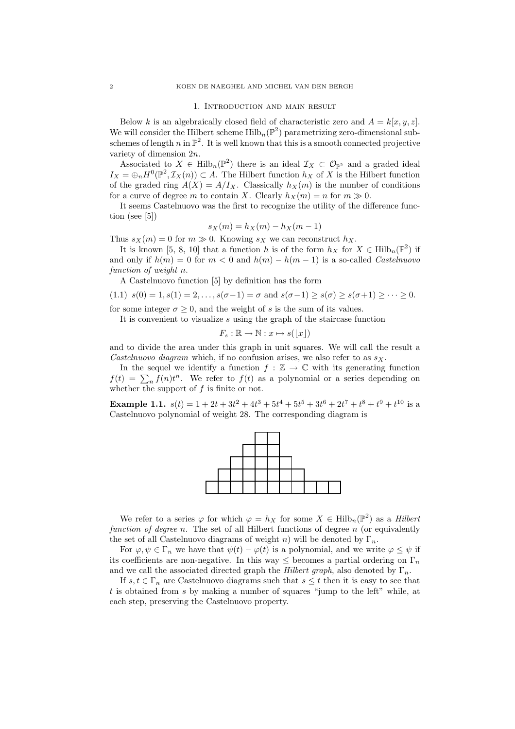## 1. Introduction and main result

Below $k$ is an algebraically closed field of characteristic zero and $A = k[x, y, z]$. We will consider the Hilbert scheme $\mathrm{Hilb}_n(\mathbb{P}^2)$ parametrizing zero-dimensional subschemes of length $n$ in $\mathbb{P}^2$. It is well known that this is a smooth connected projective variety of dimension $2n$.

Associated to $X \in \mathrm{Hilb}_n(\mathbb{P}^2)$ there is an ideal $\mathcal{I}_X \subset \mathcal{O}_{\mathbb{P}^2}$ and a graded ideal $I_X = \oplus_n H^0(\mathbb{P}^2, \mathcal{I}_X(n)) \subset A$. The Hilbert function $h_X$ of $X$ is the Hilbert function of the graded ring $A(X) = A/I_X$. Classically $h_X(m)$ is the number of conditions for a curve of degree $m$ to contain $X$. Clearly $h_X(m) = n$ for $m \gg 0$.

It seems Castelnuovo was the first to recognize the utility of the difference function (see [5])

$$s_X(m) = h_X(m) - h_X(m-1)$$

Thus $s_X(m) = 0$ for $m \gg 0$. Knowing $s_X$ we can reconstruct $h_X$.

It is known [5, 8, 10] that a function $h$ is of the form $h_X$ for $X \in \mathrm{Hilb}_n(\mathbb{P}^2)$ if and only if $h(m) = 0$ for $m < 0$ and $h(m) - h(m-1)$ is a so-called *Castelnuovo function of weight $n$*.

A Castelnuovo function [5] by definition has the form

$$s(0) = 1, s(1) = 2, \ldots, s(\sigma-1) = \sigma \text{ and } s(\sigma-1) \geq s(\sigma) \geq s(\sigma+1) \geq \cdots \geq 0. \tag{1.1}$$

for some integer $\sigma \geq 0$, and the weight of $s$ is the sum of its values.

It is convenient to visualize $s$ using the graph of the staircase function

$$F_s : \mathbb{R} \to \mathbb{N} : x \mapsto s(\lfloor x \rfloor)$$

and to divide the area under this graph in unit squares. We will call the result a *Castelnuovo diagram* which, if no confusion arises, we also refer to as $s_X$.

In the sequel we identify a function $f : \mathbb{Z} \to \mathbb{C}$ with its generating function $f(t) = \sum_n f(n)t^n$. We refer to $f(t)$ as a polynomial or a series depending on whether the support of $f$ is finite or not.

**Example 1.1.** $s(t) = 1 + 2t + 3t^2 + 4t^3 + 5t^4 + 5t^5 + 3t^6 + 2t^7 + t^8 + t^9 + t^{10}$ is a Castelnuovo polynomial of weight 28. The corresponding diagram is

We refer to a series $\varphi$ for which $\varphi = h_X$ for some $X \in \mathrm{Hilb}_n(\mathbb{P}^2)$ as a *Hilbert function of degree $n$*. The set of all Hilbert functions of degree $n$ (or equivalently the set of all Castelnuovo diagrams of weight $n$) will be denoted by $\Gamma_n$.

For $\varphi, \psi \in \Gamma_n$ we have that $\psi(t) - \varphi(t)$ is a polynomial, and we write $\varphi \leq \psi$ if its coefficients are non-negative. In this way $\leq$ becomes a partial ordering on $\Gamma_n$ and we call the associated directed graph the *Hilbert graph*, also denoted by $\Gamma_n$.

If $s, t \in \Gamma_n$ are Castelnuovo diagrams such that $s \leq t$ then it is easy to see that $t$ is obtained from $s$ by making a number of squares "jump to the left" while, at each step, preserving the Castelnuovo property.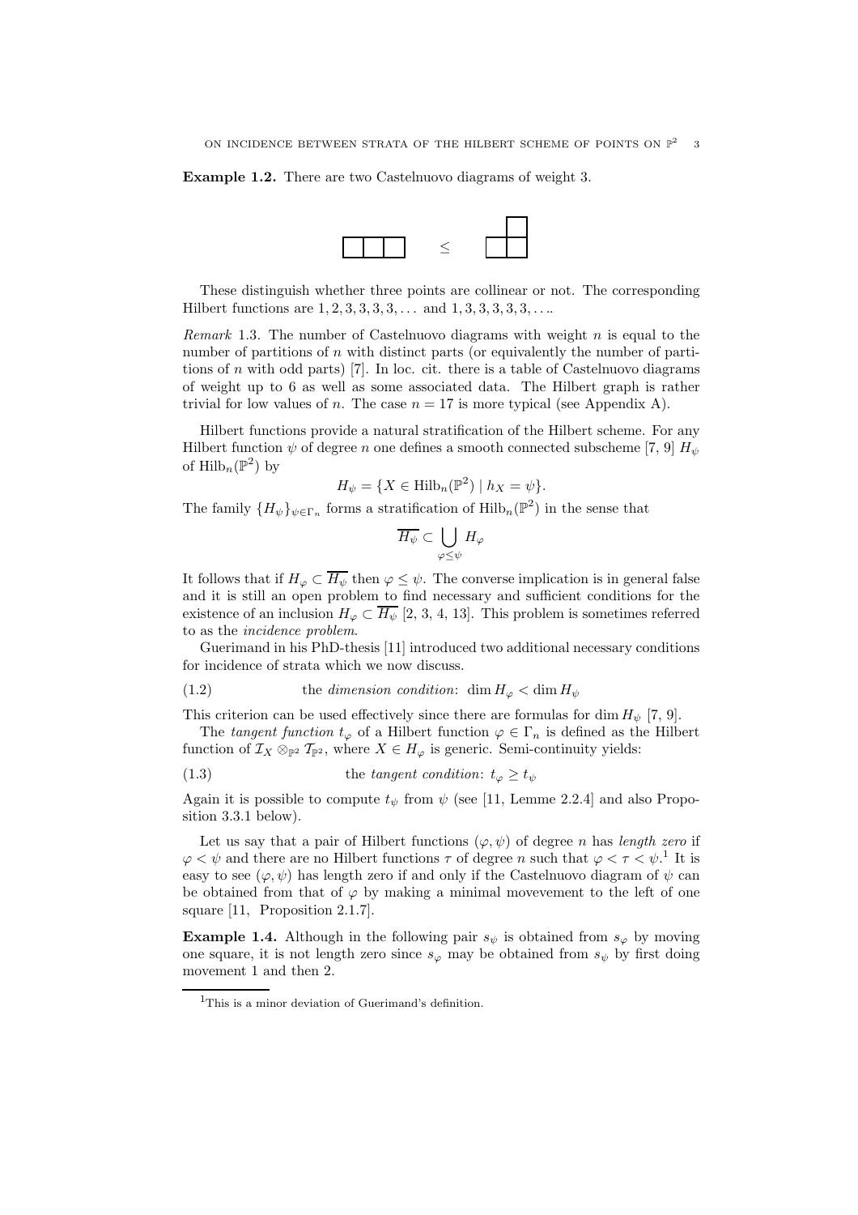**Example 1.2.** There are two Castelnuovo diagrams of weight 3.

$\leq$

These distinguish whether three points are collinear or not. The corresponding Hilbert functions are $1, 2, 3, 3, 3, 3, \ldots$ and $1, 3, 3, 3, 3, 3, \ldots$.

*Remark* 1.3. The number of Castelnuovo diagrams with weight $n$ is equal to the number of partitions of $n$ with distinct parts (or equivalently the number of partitions of $n$ with odd parts) [7]. In loc. cit. there is a table of Castelnuovo diagrams of weight up to 6 as well as some associated data. The Hilbert graph is rather trivial for low values of $n$. The case $n = 17$ is more typical (see Appendix A).

Hilbert functions provide a natural stratification of the Hilbert scheme. For any Hilbert function $\psi$ of degree $n$ one defines a smooth connected subscheme [7, 9] $H_\psi$ of $\mathrm{Hilb}_n(\mathbb{P}^2)$ by

$$H_\psi = \{X \in \mathrm{Hilb}_n(\mathbb{P}^2) \mid h_X = \psi\}.$$

The family $\{H_\psi\}_{\psi \in \Gamma_n}$ forms a stratification of $\mathrm{Hilb}_n(\mathbb{P}^2)$ in the sense that

$$\overline{H_\psi} \subset \bigcup_{\varphi \leq \psi} H_\varphi$$

It follows that if $H_\varphi \subset \overline{H_\psi}$ then $\varphi \leq \psi$. The converse implication is in general false and it is still an open problem to find necessary and sufficient conditions for the existence of an inclusion $H_\varphi \subset \overline{H_\psi}$ [2, 3, 4, 13]. This problem is sometimes referred to as the *incidence problem*.

Guerimand in his PhD-thesis [11] introduced two additional necessary conditions for incidence of strata which we now discuss.

$$\text{the } \textit{dimension condition}\text{: } \dim H_\varphi < \dim H_\psi \tag{1.2}$$

This criterion can be used effectively since there are formulas for $\dim H_\psi$ [7, 9].

The *tangent function* $t_\varphi$ of a Hilbert function $\varphi \in \Gamma_n$ is defined as the Hilbert function of $\mathcal{I}_X \otimes_{\mathbb{P}^2} \mathcal{T}_{\mathbb{P}^2}$, where $X \in H_\varphi$ is generic. Semi-continuity yields:

$$\text{the } \textit{tangent condition}\text{: } t_\varphi \geq t_\psi \tag{1.3}$$

Again it is possible to compute $t_\psi$ from $\psi$ (see [11, Lemme 2.2.4] and also Proposition 3.3.1 below).

Let us say that a pair of Hilbert functions $(\varphi, \psi)$ of degree $n$ has *length zero* if $\varphi < \psi$ and there are no Hilbert functions $\tau$ of degree $n$ such that $\varphi < \tau < \psi$.[1] It is easy to see $(\varphi, \psi)$ has length zero if and only if the Castelnuovo diagram of $\psi$ can be obtained from that of $\varphi$ by making a minimal movevement to the left of one square [11, Proposition 2.1.7].

**Example 1.4.** Although in the following pair $s_\psi$ is obtained from $s_\varphi$ by moving one square, it is not length zero since $s_\varphi$ may be obtained from $s_\psi$ by first doing movement 1 and then 2.

[1] This is a minor deviation of Guerimand's definition.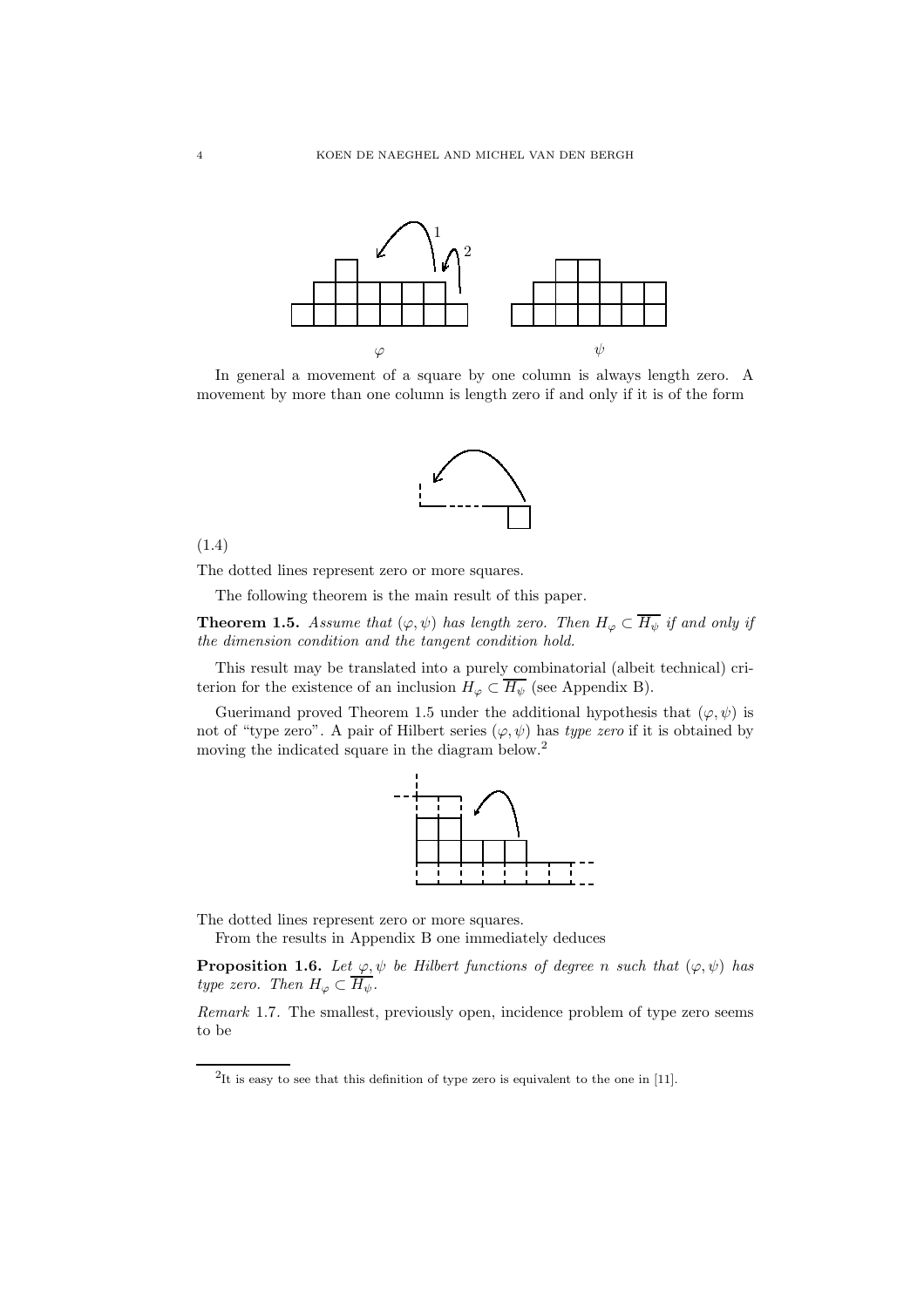$\varphi$ $\quad\quad\quad\quad$ $\psi$

In general a movement of a square by one column is always length zero. A movement by more than one column is length zero if and only if it is of the form

(1.4)

The dotted lines represent zero or more squares.

The following theorem is the main result of this paper.

**Theorem 1.5.** *Assume that $(\varphi,\psi)$ has length zero. Then $H_\varphi \subset \overline{H_\psi}$ if and only if the dimension condition and the tangent condition hold.*

This result may be translated into a purely combinatorial (albeit technical) criterion for the existence of an inclusion $H_\varphi \subset \overline{H_\psi}$ (see Appendix B).

Guerimand proved Theorem 1.5 under the additional hypothesis that $(\varphi,\psi)$ is not of "type zero". A pair of Hilbert series $(\varphi,\psi)$ has *type zero* if it is obtained by moving the indicated square in the diagram below.[2]

The dotted lines represent zero or more squares.

From the results in Appendix B one immediately deduces

**Proposition 1.6.** *Let $\varphi,\psi$ be Hilbert functions of degree $n$ such that $(\varphi,\psi)$ has type zero. Then $H_\varphi \subset \overline{H_\psi}$.*

*Remark* 1.7. The smallest, previously open, incidence problem of type zero seems to be

[2]It is easy to see that this definition of type zero is equivalent to the one in [11].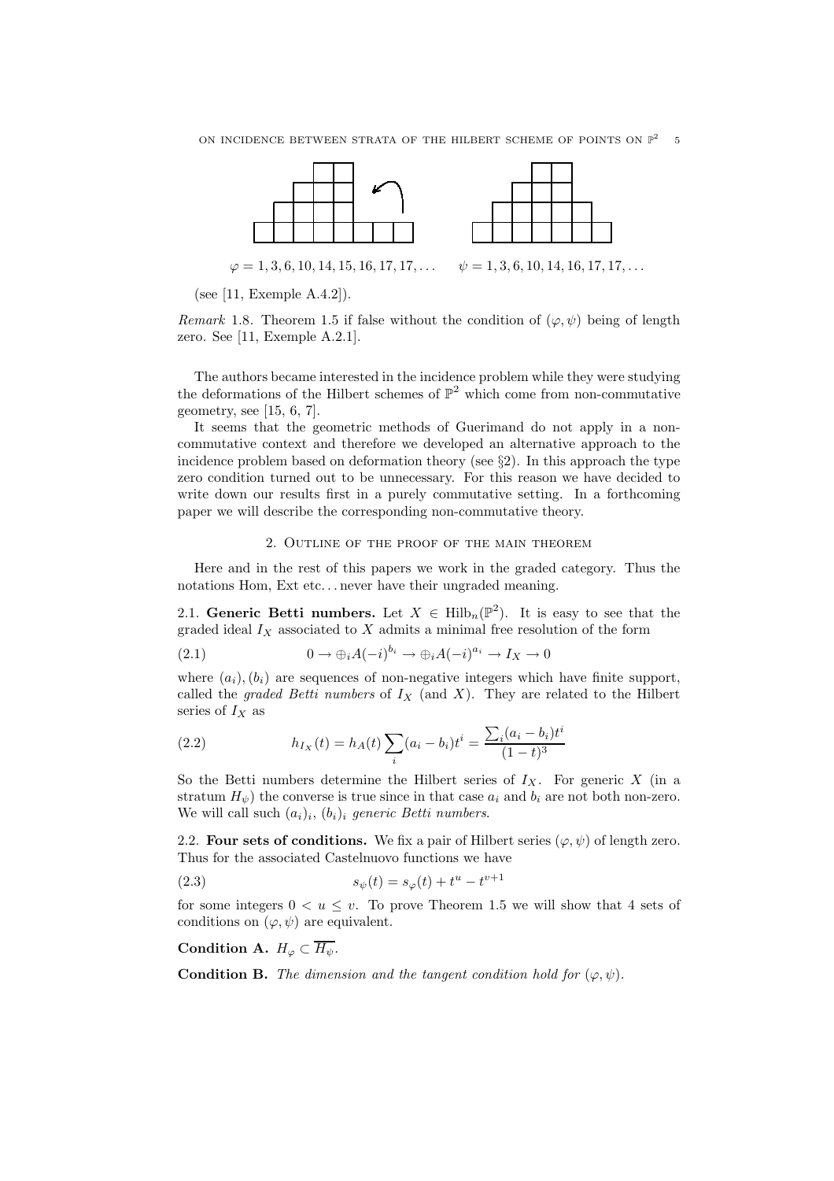$\varphi = 1, 3, 6, 10, 14, 15, 16, 17, 17, \ldots$ $\psi = 1, 3, 6, 10, 14, 16, 17, 17, \ldots$

(see [11, Exemple A.4.2]).

*Remark* 1.8. Theorem 1.5 if false without the condition of $(\varphi, \psi)$ being of length zero. See [11, Exemple A.2.1].

The authors became interested in the incidence problem while they were studying the deformations of the Hilbert schemes of $\mathbb{P}^2$ which come from non-commutative geometry, see [15, 6, 7].

It seems that the geometric methods of Guerimand do not apply in a non-commutative context and therefore we developed an alternative approach to the incidence problem based on deformation theory (see §2). In this approach the type zero condition turned out to be unnecessary. For this reason we have decided to write down our results first in a purely commutative setting. In a forthcoming paper we will describe the corresponding non-commutative theory.

## 2. Outline of the proof of the main theorem

Here and in the rest of this papers we work in the graded category. Thus the notations Hom, Ext etc... never have their ungraded meaning.

**2.1. Generic Betti numbers.** Let $X \in \mathrm{Hilb}_n(\mathbb{P}^2)$. It is easy to see that the graded ideal $I_X$ associated to $X$ admits a minimal free resolution of the form

$$0 \to \oplus_i A(-i)^{b_i} \to \oplus_i A(-i)^{a_i} \to I_X \to 0 \tag{2.1}$$

where $(a_i), (b_i)$ are sequences of non-negative integers which have finite support, called the *graded Betti numbers* of $I_X$ (and $X$). They are related to the Hilbert series of $I_X$ as

$$h_{I_X}(t) = h_A(t) \sum_i (a_i - b_i) t^i = \frac{\sum_i (a_i - b_i) t^i}{(1-t)^3} \tag{2.2}$$

So the Betti numbers determine the Hilbert series of $I_X$. For generic $X$ (in a stratum $H_\psi$) the converse is true since in that case $a_i$ and $b_i$ are not both non-zero. We will call such $(a_i)_i$, $(b_i)_i$ *generic Betti numbers.*

**2.2. Four sets of conditions.** We fix a pair of Hilbert series $(\varphi, \psi)$ of length zero. Thus for the associated Castelnuovo functions we have

$$s_\psi(t) = s_\varphi(t) + t^u - t^{v+1} \tag{2.3}$$

for some integers $0 < u \leq v$. To prove Theorem 1.5 we will show that 4 sets of conditions on $(\varphi, \psi)$ are equivalent.

**Condition A.** $H_\varphi \subset \overline{H_\psi}$.

**Condition B.** *The dimension and the tangent condition hold for* $(\varphi, \psi)$.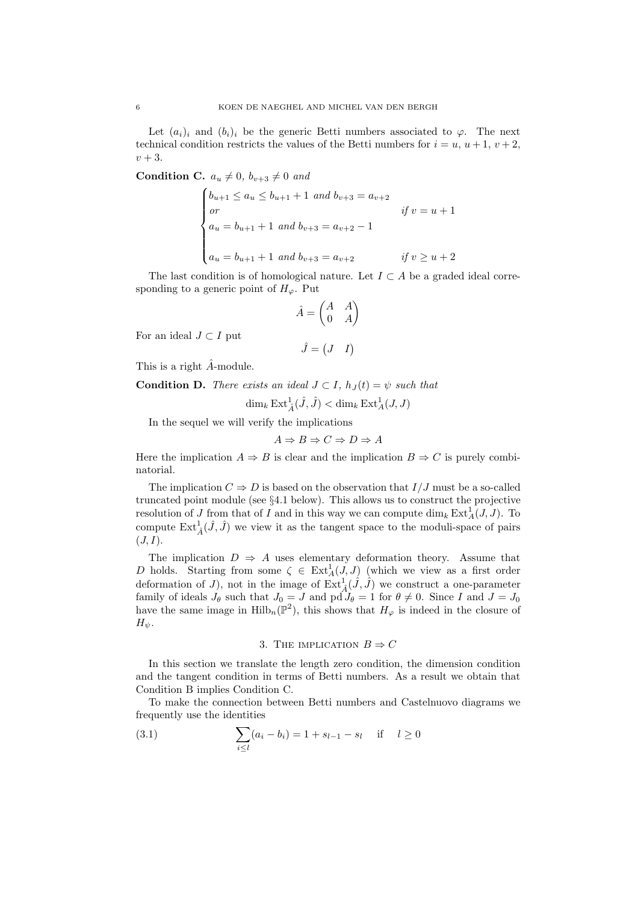Let $(a_i)_i$ and $(b_i)_i$ be the generic Betti numbers associated to $\varphi$. The next technical condition restricts the values of the Betti numbers for $i = u$, $u+1$, $v+2$, $v+3$.

**Condition C.** *$a_u \neq 0$, $b_{v+3} \neq 0$ and*

$$
\begin{cases}
b_{u+1} \leq a_u \leq b_{u+1} + 1 \text{ and } b_{v+3} = a_{v+2} & \\
\text{or} & \text{if } v = u + 1 \\
a_u = b_{u+1} + 1 \text{ and } b_{v+3} = a_{v+2} - 1 & \\
 & \\
a_u = b_{u+1} + 1 \text{ and } b_{v+3} = a_{v+2} & \text{if } v \geq u + 2
\end{cases}
$$

The last condition is of homological nature. Let $I \subset A$ be a graded ideal corresponding to a generic point of $H_\varphi$. Put

$$
\hat{A} = \begin{pmatrix} A & A \\ 0 & A \end{pmatrix}
$$

For an ideal $J \subset I$ put

$$
\hat{J} = \begin{pmatrix} J & I \end{pmatrix}
$$

This is a right $\hat{A}$-module.

**Condition D.** *There exists an ideal $J \subset I$, $h_J(t) = \psi$ such that*

$$
\dim_k \operatorname{Ext}^1_{\hat{A}}(\hat{J}, \hat{J}) < \dim_k \operatorname{Ext}^1_A(J, J)
$$

In the sequel we will verify the implications

$$
A \Rightarrow B \Rightarrow C \Rightarrow D \Rightarrow A
$$

Here the implication $A \Rightarrow B$ is clear and the implication $B \Rightarrow C$ is purely combinatorial.

The implication $C \Rightarrow D$ is based on the observation that $I/J$ must be a so-called truncated point module (see §4.1 below). This allows us to construct the projective resolution of $J$ from that of $I$ and in this way we can compute $\dim_k \operatorname{Ext}^1_A(J, J)$. To compute $\operatorname{Ext}^1_{\hat{A}}(\hat{J}, \hat{J})$ we view it as the tangent space to the moduli-space of pairs $(J, I)$.

The implication $D \Rightarrow A$ uses elementary deformation theory. Assume that $D$ holds. Starting from some $\zeta \in \operatorname{Ext}^1_A(J, J)$ (which we view as a first order deformation of $J$), not in the image of $\operatorname{Ext}^1_{\hat{A}}(\hat{J}, \hat{J})$ we construct a one-parameter family of ideals $J_\theta$ such that $J_0 = J$ and $\operatorname{pd} J_\theta = 1$ for $\theta \neq 0$. Since $I$ and $J = J_0$ have the same image in $\operatorname{Hilb}_n(\mathbb{P}^2)$, this shows that $H_\varphi$ is indeed in the closure of $H_\psi$.

## 3. The implication $B \Rightarrow C$

In this section we translate the length zero condition, the dimension condition and the tangent condition in terms of Betti numbers. As a result we obtain that Condition B implies Condition C.

To make the connection between Betti numbers and Castelnuovo diagrams we frequently use the identities

$$
\sum_{i \leq l} (a_i - b_i) = 1 + s_{l-1} - s_l \quad \text{if} \quad l \geq 0 \tag{3.1}
$$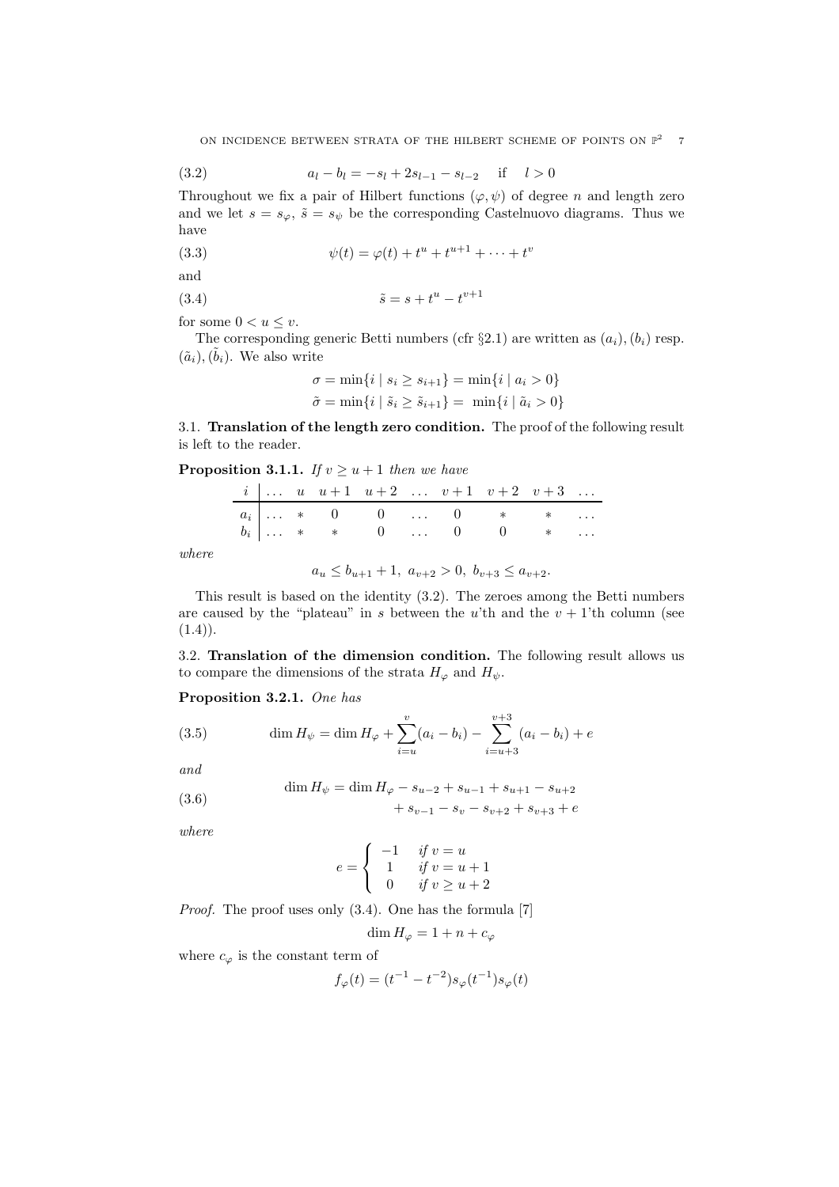$$a_l - b_l = -s_l + 2s_{l-1} - s_{l-2} \quad \text{if} \quad l > 0 \tag{3.2}$$

Throughout we fix a pair of Hilbert functions $(\varphi, \psi)$ of degree $n$ and length zero and we let $s = s_\varphi$, $\tilde{s} = s_\psi$ be the corresponding Castelnuovo diagrams. Thus we have

$$\psi(t) = \varphi(t) + t^u + t^{u+1} + \cdots + t^v \tag{3.3}$$

and

$$\tilde{s} = s + t^u - t^{v+1} \tag{3.4}$$

for some $0 < u \leq v$.

The corresponding generic Betti numbers (cfr §2.1) are written as $(a_i), (b_i)$ resp. $(\tilde{a}_i), (\tilde{b}_i)$. We also write

$$\sigma = \min\{i \mid s_i \geq s_{i+1}\} = \min\{i \mid a_i > 0\}$$
$$\tilde{\sigma} = \min\{i \mid \tilde{s}_i \geq \tilde{s}_{i+1}\} = \min\{i \mid \tilde{a}_i > 0\}$$

## 3.1. Translation of the length zero condition.

The proof of the following result is left to the reader.

**Proposition 3.1.1.** *If $v \geq u+1$ then we have*

| $i$ | $\ldots$ | $u$ | $u+1$ | $u+2$ | $\ldots$ | $v+1$ | $v+2$ | $v+3$ | $\ldots$ |
|---|---|---|---|---|---|---|---|---|---|
| $a_i$ | $\ldots$ | $*$ | $0$ | $0$ | $\ldots$ | $0$ | $*$ | $*$ | $\ldots$ |
| $b_i$ | $\ldots$ | $*$ | $*$ | $0$ | $\ldots$ | $0$ | $0$ | $*$ | $\ldots$ |

*where*

$$a_u \leq b_{u+1} + 1, \; a_{v+2} > 0, \; b_{v+3} \leq a_{v+2}.$$

This result is based on the identity (3.2). The zeroes among the Betti numbers are caused by the "plateau" in $s$ between the $u$'th and the $v+1$'th column (see (1.4)).

## 3.2. Translation of the dimension condition.

The following result allows us to compare the dimensions of the strata $H_\varphi$ and $H_\psi$.

**Proposition 3.2.1.** *One has*

$$\dim H_\psi = \dim H_\varphi + \sum_{i=u}^{v}(a_i - b_i) - \sum_{i=u+3}^{v+3}(a_i - b_i) + e \tag{3.5}$$

*and*

$$\begin{aligned} \dim H_\psi = \dim H_\varphi &- s_{u-2} + s_{u-1} + s_{u+1} - s_{u+2} \\ &+ s_{v-1} - s_v - s_{v+2} + s_{v+3} + e \end{aligned} \tag{3.6}$$

*where*

$$e = \begin{cases} -1 & \text{if } v = u \\ 1 & \text{if } v = u+1 \\ 0 & \text{if } v \geq u+2 \end{cases}$$

*Proof.* The proof uses only (3.4). One has the formula [7]

$$\dim H_\varphi = 1 + n + c_\varphi$$

where $c_\varphi$ is the constant term of

$$f_\varphi(t) = (t^{-1} - t^{-2}) s_\varphi(t^{-1}) s_\varphi(t)$$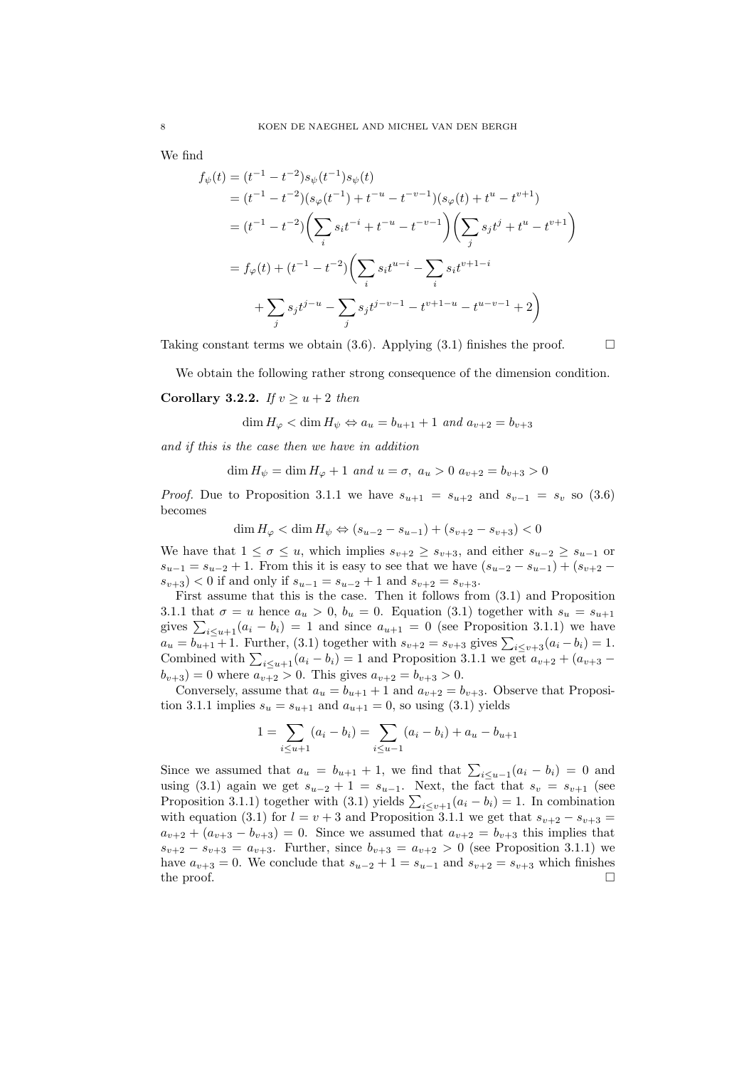We find

$$
\begin{aligned}
f_\psi(t) &= (t^{-1} - t^{-2}) s_\psi(t^{-1}) s_\psi(t) \\
&= (t^{-1} - t^{-2})(s_\varphi(t^{-1}) + t^{-u} - t^{-v-1})(s_\varphi(t) + t^u - t^{v+1}) \\
&= (t^{-1} - t^{-2}) \Big( \sum_i s_i t^{-i} + t^{-u} - t^{-v-1} \Big) \Big( \sum_j s_j t^j + t^u - t^{v+1} \Big) \\
&= f_\varphi(t) + (t^{-1} - t^{-2}) \Big( \sum_i s_i t^{u-i} - \sum_i s_i t^{v+1-i} \\
&\qquad + \sum_j s_j t^{j-u} - \sum_j s_j t^{j-v-1} - t^{v+1-u} - t^{u-v-1} + 2 \Big)
\end{aligned}
$$

Taking constant terms we obtain (3.6). Applying (3.1) finishes the proof. $\square$

We obtain the following rather strong consequence of the dimension condition.

**Corollary 3.2.2.** *If $v \geq u + 2$ then*

$$\dim H_\varphi < \dim H_\psi \Leftrightarrow a_u = b_{u+1} + 1 \text{ and } a_{v+2} = b_{v+3}$$

*and if this is the case then we have in addition*

$$\dim H_\psi = \dim H_\varphi + 1 \text{ and } u = \sigma,\ a_u > 0\ a_{v+2} = b_{v+3} > 0$$

*Proof.* Due to Proposition 3.1.1 we have $s_{u+1} = s_{u+2}$ and $s_{v-1} = s_v$ so (3.6) becomes

$$\dim H_\varphi < \dim H_\psi \Leftrightarrow (s_{u-2} - s_{u-1}) + (s_{v+2} - s_{v+3}) < 0$$

We have that $1 \leq \sigma \leq u$, which implies $s_{v+2} \geq s_{v+3}$, and either $s_{u-2} \geq s_{u-1}$ or $s_{u-1} = s_{u-2} + 1$. From this it is easy to see that we have $(s_{u-2} - s_{u-1}) + (s_{v+2} - s_{v+3}) < 0$ if and only if $s_{u-1} = s_{u-2} + 1$ and $s_{v+2} = s_{v+3}$.

First assume that this is the case. Then it follows from (3.1) and Proposition 3.1.1 that $\sigma = u$ hence $a_u > 0$, $b_u = 0$. Equation (3.1) together with $s_u = s_{u+1}$ gives $\sum_{i \leq u+1} (a_i - b_i) = 1$ and since $a_{u+1} = 0$ (see Proposition 3.1.1) we have $a_u = b_{u+1} + 1$. Further, (3.1) together with $s_{v+2} = s_{v+3}$ gives $\sum_{i \leq v+3} (a_i - b_i) = 1$. Combined with $\sum_{i \leq u+1} (a_i - b_i) = 1$ and Proposition 3.1.1 we get $a_{v+2} + (a_{v+3} - b_{v+3}) = 0$ where $a_{v+2} > 0$. This gives $a_{v+2} = b_{v+3} > 0$.

Conversely, assume that $a_u = b_{u+1} + 1$ and $a_{v+2} = b_{v+3}$. Observe that Proposition 3.1.1 implies $s_u = s_{u+1}$ and $a_{u+1} = 0$, so using (3.1) yields

$$1 = \sum_{i \leq u+1} (a_i - b_i) = \sum_{i \leq u-1} (a_i - b_i) + a_u - b_{u+1}$$

Since we assumed that $a_u = b_{u+1} + 1$, we find that $\sum_{i \leq u-1} (a_i - b_i) = 0$ and using (3.1) again we get $s_{u-2} + 1 = s_{u-1}$. Next, the fact that $s_v = s_{v+1}$ (see Proposition 3.1.1) together with (3.1) yields $\sum_{i \leq v+1} (a_i - b_i) = 1$. In combination with equation (3.1) for $l = v + 3$ and Proposition 3.1.1 we get that $s_{v+2} - s_{v+3} = a_{v+2} + (a_{v+3} - b_{v+3}) = 0$. Since we assumed that $a_{v+2} = b_{v+3}$ this implies that $s_{v+2} - s_{v+3} = a_{v+3}$. Further, since $b_{v+3} = a_{v+2} > 0$ (see Proposition 3.1.1) we have $a_{v+3} = 0$. We conclude that $s_{u-2} + 1 = s_{u-1}$ and $s_{v+2} = s_{v+3}$ which finishes the proof. $\square$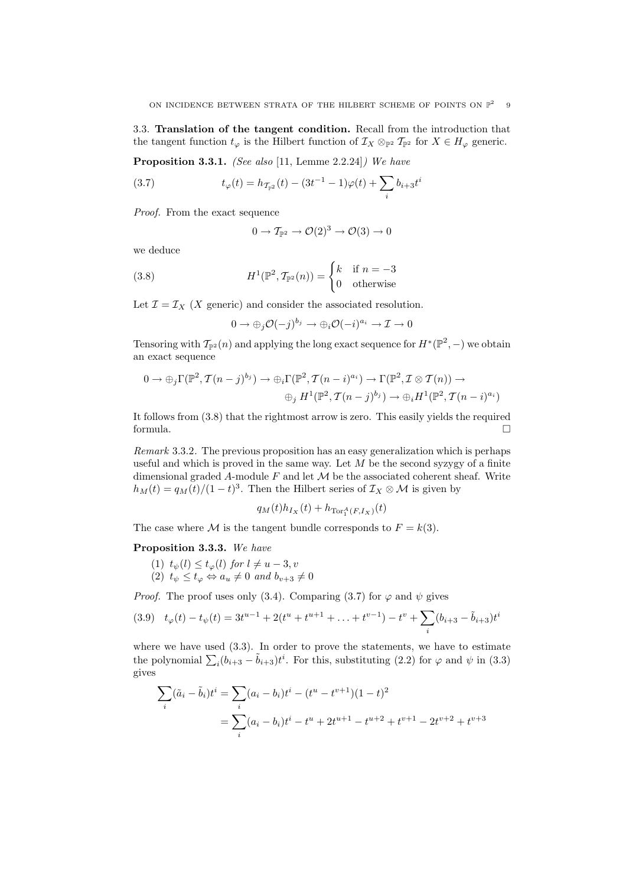### 3.3. **Translation of the tangent condition.**

Recall from the introduction that the tangent function $t_\varphi$ is the Hilbert function of $\mathcal{I}_X \otimes_{\mathbb{P}^2} \mathcal{T}_{\mathbb{P}^2}$ for $X \in H_\varphi$ generic.

**Proposition 3.3.1.** *(See also [11, Lemme 2.2.24]) We have*

$$t_\varphi(t) = h_{\mathcal{T}_{\mathbb{P}^2}}(t) - (3t^{-1} - 1)\varphi(t) + \sum_i b_{i+3} t^i \tag{3.7}$$

*Proof.* From the exact sequence

$$0 \to \mathcal{T}_{\mathbb{P}^2} \to \mathcal{O}(2)^3 \to \mathcal{O}(3) \to 0$$

we deduce

$$H^1(\mathbb{P}^2, \mathcal{T}_{\mathbb{P}^2}(n)) = \begin{cases} k & \text{if } n = -3 \\ 0 & \text{otherwise} \end{cases} \tag{3.8}$$

Let $\mathcal{I} = \mathcal{I}_X$ ($X$ generic) and consider the associated resolution.

$$0 \to \oplus_j \mathcal{O}(-j)^{b_j} \to \oplus_i \mathcal{O}(-i)^{a_i} \to \mathcal{I} \to 0$$

Tensoring with $\mathcal{T}_{\mathbb{P}^2}(n)$ and applying the long exact sequence for $H^*(\mathbb{P}^2, -)$ we obtain an exact sequence

$$0 \to \oplus_j \Gamma(\mathbb{P}^2, \mathcal{T}(n-j)^{b_j}) \to \oplus_i \Gamma(\mathbb{P}^2, \mathcal{T}(n-i)^{a_i}) \to \Gamma(\mathbb{P}^2, \mathcal{I} \otimes \mathcal{T}(n)) \to$$
$$\oplus_j H^1(\mathbb{P}^2, \mathcal{T}(n-j)^{b_j}) \to \oplus_i H^1(\mathbb{P}^2, \mathcal{T}(n-i)^{a_i})$$

It follows from (3.8) that the rightmost arrow is zero. This easily yields the required formula. $\square$

*Remark* 3.3.2. The previous proposition has an easy generalization which is perhaps useful and which is proved in the same way. Let $M$ be the second syzygy of a finite dimensional graded $A$-module $F$ and let $\mathcal{M}$ be the associated coherent sheaf. Write $h_M(t) = q_M(t)/(1-t)^3$. Then the Hilbert series of $\mathcal{I}_X \otimes \mathcal{M}$ is given by

$$q_M(t) h_{I_X}(t) + h_{\mathrm{Tor}_1^A(F, I_X)}(t)$$

The case where $\mathcal{M}$ is the tangent bundle corresponds to $F = k(3)$.

**Proposition 3.3.3.** *We have*

1. $t_\psi(l) \le t_\varphi(l)$ *for* $l \neq u-3, v$
2. $t_\psi \le t_\varphi \Leftrightarrow a_u \neq 0$ *and* $b_{v+3} \neq 0$

*Proof.* The proof uses only (3.4). Comparing (3.7) for $\varphi$ and $\psi$ gives

$$t_\varphi(t) - t_\psi(t) = 3t^{u-1} + 2(t^u + t^{u+1} + \ldots + t^{v-1}) - t^v + \sum_i (b_{i+3} - \tilde{b}_{i+3}) t^i \tag{3.9}$$

where we have used (3.3). In order to prove the statements, we have to estimate the polynomial $\sum_i (b_{i+3} - \tilde{b}_{i+3}) t^i$. For this, substituting (2.2) for $\varphi$ and $\psi$ in (3.3) gives

$$\begin{aligned}
\sum_i (\tilde{a}_i - \tilde{b}_i) t^i &= \sum_i (a_i - b_i) t^i - (t^u - t^{v+1})(1-t)^2 \\
&= \sum_i (a_i - b_i) t^i - t^u + 2t^{u+1} - t^{u+2} + t^{v+1} - 2t^{v+2} + t^{v+3}
\end{aligned}$$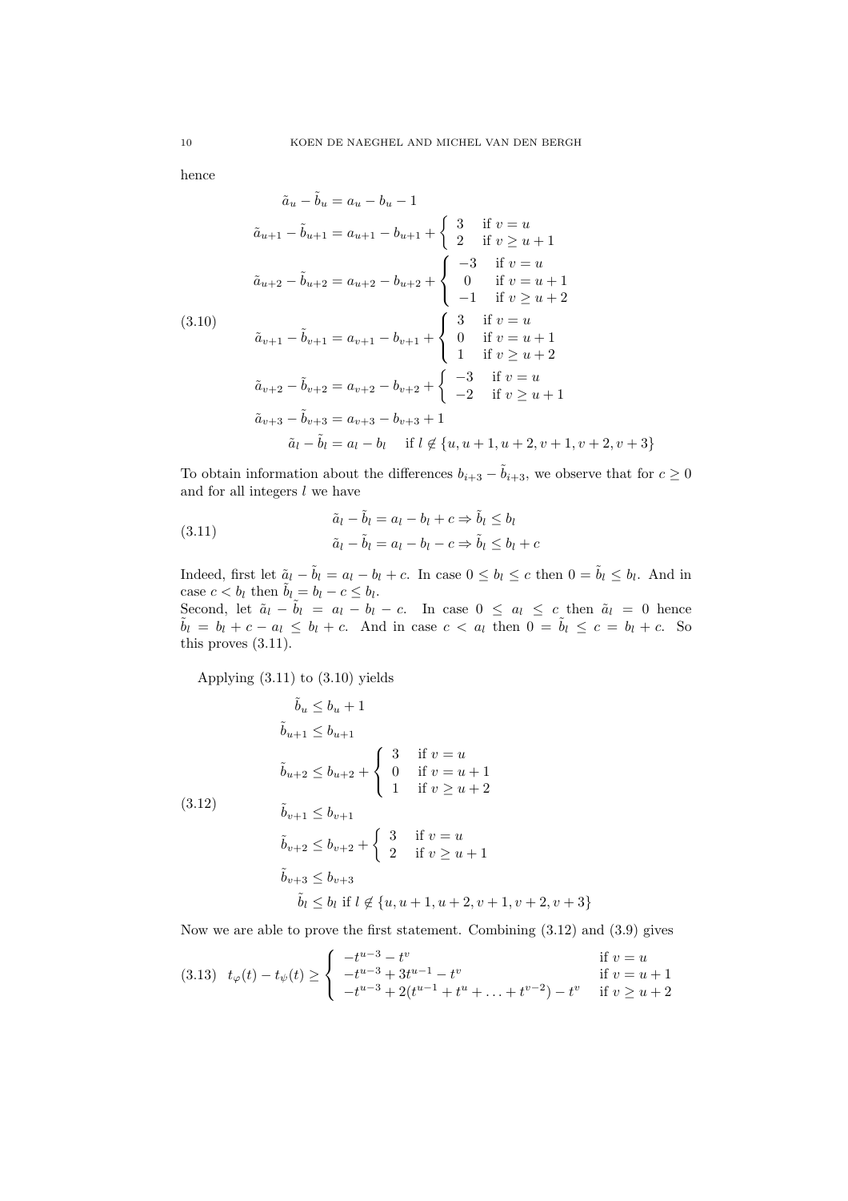hence

$$
\tag{3.10}
\begin{aligned}
\tilde{a}_u - \tilde{b}_u &= a_u - b_u - 1 \\
\tilde{a}_{u+1} - \tilde{b}_{u+1} &= a_{u+1} - b_{u+1} + \begin{cases} 3 & \text{if } v = u \\ 2 & \text{if } v \geq u+1 \end{cases} \\
\tilde{a}_{u+2} - \tilde{b}_{u+2} &= a_{u+2} - b_{u+2} + \begin{cases} -3 & \text{if } v = u \\ 0 & \text{if } v = u+1 \\ -1 & \text{if } v \geq u+2 \end{cases} \\
\tilde{a}_{v+1} - \tilde{b}_{v+1} &= a_{v+1} - b_{v+1} + \begin{cases} 3 & \text{if } v = u \\ 0 & \text{if } v = u+1 \\ 1 & \text{if } v \geq u+2 \end{cases} \\
\tilde{a}_{v+2} - \tilde{b}_{v+2} &= a_{v+2} - b_{v+2} + \begin{cases} -3 & \text{if } v = u \\ -2 & \text{if } v \geq u+1 \end{cases} \\
\tilde{a}_{v+3} - \tilde{b}_{v+3} &= a_{v+3} - b_{v+3} + 1 \\
\tilde{a}_l - \tilde{b}_l &= a_l - b_l \quad \text{if } l \notin \{u, u+1, u+2, v+1, v+2, v+3\}
\end{aligned}
$$

To obtain information about the differences $b_{i+3} - \tilde{b}_{i+3}$, we observe that for $c \geq 0$ and for all integers $l$ we have

$$
\tag{3.11}
\begin{aligned}
\tilde{a}_l - \tilde{b}_l = a_l - b_l + c &\Rightarrow \tilde{b}_l \leq b_l \\
\tilde{a}_l - \tilde{b}_l = a_l - b_l - c &\Rightarrow \tilde{b}_l \leq b_l + c
\end{aligned}
$$

Indeed, first let $\tilde{a}_l - \tilde{b}_l = a_l - b_l + c$. In case $0 \leq b_l \leq c$ then $0 = \tilde{b}_l \leq b_l$. And in case $c < b_l$ then $\tilde{b}_l = b_l - c \leq b_l$.
Second, let $\tilde{a}_l - \tilde{b}_l = a_l - b_l - c$. In case $0 \leq a_l \leq c$ then $\tilde{a}_l = 0$ hence $\tilde{b}_l = b_l + c - a_l \leq b_l + c$. And in case $c < a_l$ then $0 = \tilde{b}_l \leq c = b_l + c$. So this proves (3.11).

Applying (3.11) to (3.10) yields

$$
\tag{3.12}
\begin{aligned}
\tilde{b}_u &\leq b_u + 1 \\
\tilde{b}_{u+1} &\leq b_{u+1} \\
\tilde{b}_{u+2} &\leq b_{u+2} + \begin{cases} 3 & \text{if } v = u \\ 0 & \text{if } v = u+1 \\ 1 & \text{if } v \geq u+2 \end{cases} \\
\tilde{b}_{v+1} &\leq b_{v+1} \\
\tilde{b}_{v+2} &\leq b_{v+2} + \begin{cases} 3 & \text{if } v = u \\ 2 & \text{if } v \geq u+1 \end{cases} \\
\tilde{b}_{v+3} &\leq b_{v+3} \\
\tilde{b}_l &\leq b_l \text{ if } l \notin \{u, u+1, u+2, v+1, v+2, v+3\}
\end{aligned}
$$

Now we are able to prove the first statement. Combining (3.12) and (3.9) gives

$$
\tag{3.13}
t_\varphi(t) - t_\psi(t) \geq \begin{cases} -t^{u-3} - t^v & \text{if } v = u \\ -t^{u-3} + 3t^{u-1} - t^v & \text{if } v = u+1 \\ -t^{u-3} + 2(t^{u-1} + t^u + \ldots + t^{v-2}) - t^v & \text{if } v \geq u+2 \end{cases}
$$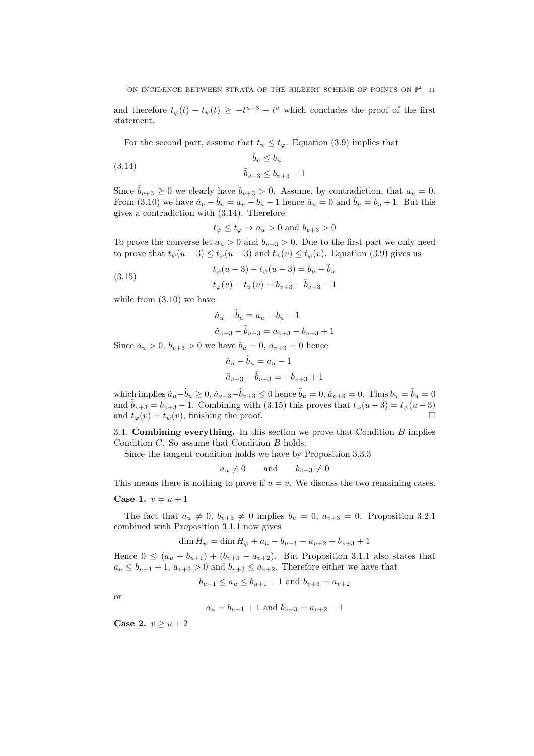and therefore $t_\varphi(t) - t_\psi(t) \geq -t^{u-3} - t^v$ which concludes the proof of the first statement.

For the second part, assume that $t_\psi \leq t_\varphi$. Equation (3.9) implies that

$$\begin{aligned} \tilde{b}_u &\leq b_u \\ \tilde{b}_{v+3} &\leq b_{v+3} - 1 \end{aligned} \tag{3.14}$$

Since $\tilde{b}_{v+3} \geq 0$ we clearly have $b_{v+3} > 0$. Assume, by contradiction, that $a_u = 0$. From (3.10) we have $\tilde{a}_u - \tilde{b}_u = a_u - b_u - 1$ hence $\tilde{a}_u = 0$ and $\tilde{b}_u = b_u + 1$. But this gives a contradiction with (3.14). Therefore

$$t_\psi \leq t_\varphi \Rightarrow a_u > 0 \text{ and } b_{v+3} > 0$$

To prove the converse let $a_u > 0$ and $b_{v+3} > 0$. Due to the first part we only need to prove that $t_\psi(u-3) \leq t_\varphi(u-3)$ and $t_\psi(v) \leq t_\varphi(v)$. Equation (3.9) gives us

$$\begin{aligned} t_\varphi(u-3) - t_\psi(u-3) &= b_u - \tilde{b}_u \\ t_\varphi(v) - t_\psi(v) &= b_{v+3} - \tilde{b}_{v+3} - 1 \end{aligned} \tag{3.15}$$

while from (3.10) we have

$$\begin{aligned} \tilde{a}_u - \tilde{b}_u &= a_u - b_u - 1 \\ \tilde{a}_{v+3} - \tilde{b}_{v+3} &= a_{v+3} - b_{v+3} + 1 \end{aligned}$$

Since $a_u > 0$, $b_{v+3} > 0$ we have $b_u = 0$, $a_{v+3} = 0$ hence

$$\begin{aligned} \tilde{a}_u - \tilde{b}_u &= a_u - 1 \\ \tilde{a}_{v+3} - \tilde{b}_{v+3} &= -b_{v+3} + 1 \end{aligned}$$

which implies $\tilde{a}_u - \tilde{b}_u \geq 0$, $\tilde{a}_{v+3} - \tilde{b}_{v+3} \leq 0$ hence $\tilde{b}_u = 0$, $\tilde{a}_{v+3} = 0$. Thus $b_u = \tilde{b}_u = 0$ and $\tilde{b}_{v+3} = b_{v+3} - 1$. Combining with (3.15) this proves that $t_\varphi(u-3) = t_\psi(u-3)$ and $t_\varphi(v) = t_\psi(v)$, finishing the proof. □

3.4. **Combining everything.** In this section we prove that Condition $B$ implies Condition $C$. So assume that Condition $B$ holds.

Since the tangent condition holds we have by Proposition 3.3.3

$$a_u \neq 0 \qquad \text{and} \qquad b_{v+3} \neq 0$$

This means there is nothing to prove if $u = v$. We discuss the two remaining cases.

**Case 1.** $v = u + 1$

The fact that $a_u \neq 0$, $b_{v+3} \neq 0$ implies $b_u = 0$, $a_{v+3} = 0$. Proposition 3.2.1 combined with Proposition 3.1.1 now gives

$$\dim H_\psi = \dim H_\varphi + a_u - b_{u+1} - a_{v+2} + b_{v+3} + 1$$

Hence $0 \leq (a_u - b_{u+1}) + (b_{v+3} - a_{v+2})$. But Proposition 3.1.1 also states that $a_u \leq b_{u+1} + 1$, $a_{v+2} > 0$ and $b_{v+3} \leq a_{v+2}$. Therefore either we have that

$$b_{u+1} \leq a_u \leq b_{u+1} + 1 \text{ and } b_{v+3} = a_{v+2}$$

or

$$a_u = b_{u+1} + 1 \text{ and } b_{v+3} = a_{v+2} - 1$$

**Case 2.** $v \geq u + 2$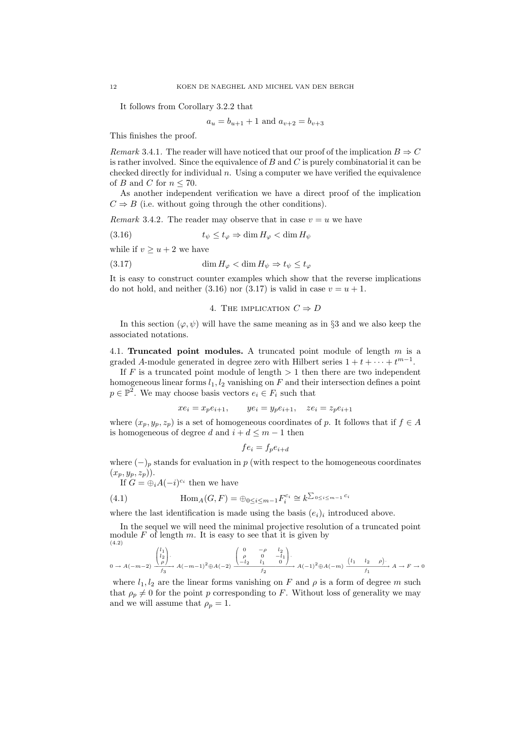It follows from Corollary 3.2.2 that

$$a_u = b_{u+1} + 1 \text{ and } a_{v+2} = b_{v+3}$$

This finishes the proof.

*Remark* 3.4.1. The reader will have noticed that our proof of the implication $B \Rightarrow C$ is rather involved. Since the equivalence of $B$ and $C$ is purely combinatorial it can be checked directly for individual $n$. Using a computer we have verified the equivalence of $B$ and $C$ for $n \leq 70$.

As another independent verification we have a direct proof of the implication $C \Rightarrow B$ (i.e. without going through the other conditions).

*Remark* 3.4.2. The reader may observe that in case $v = u$ we have

$$t_\psi \leq t_\varphi \Rightarrow \dim H_\varphi < \dim H_\psi \tag{3.16}$$

while if $v \geq u + 2$ we have

$$\dim H_\varphi < \dim H_\psi \Rightarrow t_\psi \leq t_\varphi \tag{3.17}$$

It is easy to construct counter examples which show that the reverse implications do not hold, and neither (3.16) nor (3.17) is valid in case $v = u + 1$.

## 4. The implication $C \Rightarrow D$

In this section $(\varphi, \psi)$ will have the same meaning as in §3 and we also keep the associated notations.

**4.1. Truncated point modules.** A truncated point module of length $m$ is a graded $A$-module generated in degree zero with Hilbert series $1 + t + \cdots + t^{m-1}$.

If $F$ is a truncated point module of length $> 1$ then there are two independent homogeneous linear forms $l_1, l_2$ vanishing on $F$ and their intersection defines a point $p \in \mathbb{P}^2$. We may choose basis vectors $e_i \in F_i$ such that

$$xe_i = x_p e_{i+1}, \qquad ye_i = y_p e_{i+1}, \quad ze_i = z_p e_{i+1}$$

where $(x_p, y_p, z_p)$ is a set of homogeneous coordinates of $p$. It follows that if $f \in A$ is homogeneous of degree $d$ and $i + d \leq m - 1$ then

$$fe_i = f_p e_{i+d}$$

where $(-)_p$ stands for evaluation in $p$ (with respect to the homogeneous coordinates $(x_p, y_p, z_p)$).

If $G = \oplus_i A(-i)^{c_i}$ then we have

$$\operatorname{Hom}_A(G, F) = \oplus_{0 \leq i \leq m-1} F_i^{c_i} \cong k^{\sum_{0 \leq i \leq m-1} c_i} \tag{4.1}$$

where the last identification is made using the basis $(e_i)_i$ introduced above.

In the sequel we will need the minimal projective resolution of a truncated point module $F$ of length $m$. It is easy to see that it is given by

$$0 \rightarrow A(-m-2) \xrightarrow[f_3]{\begin{pmatrix} l_1 \\ l_2 \\ \rho \end{pmatrix} \cdot} A(-m-1)^2 \oplus A(-2) \xrightarrow[f_2]{\begin{pmatrix} 0 & -\rho & l_2 \\ \rho & 0 & -l_1 \\ -l_2 & l_1 & 0 \end{pmatrix} \cdot} A(-1)^2 \oplus A(-m) \xrightarrow[f_1]{\begin{pmatrix} l_1 & l_2 & \rho \end{pmatrix} \cdot} A \rightarrow F \rightarrow 0 \tag{4.2}$$

where $l_1, l_2$ are the linear forms vanishing on $F$ and $\rho$ is a form of degree $m$ such that $\rho_p \neq 0$ for the point $p$ corresponding to $F$. Without loss of generality we may and we will assume that $\rho_p = 1$.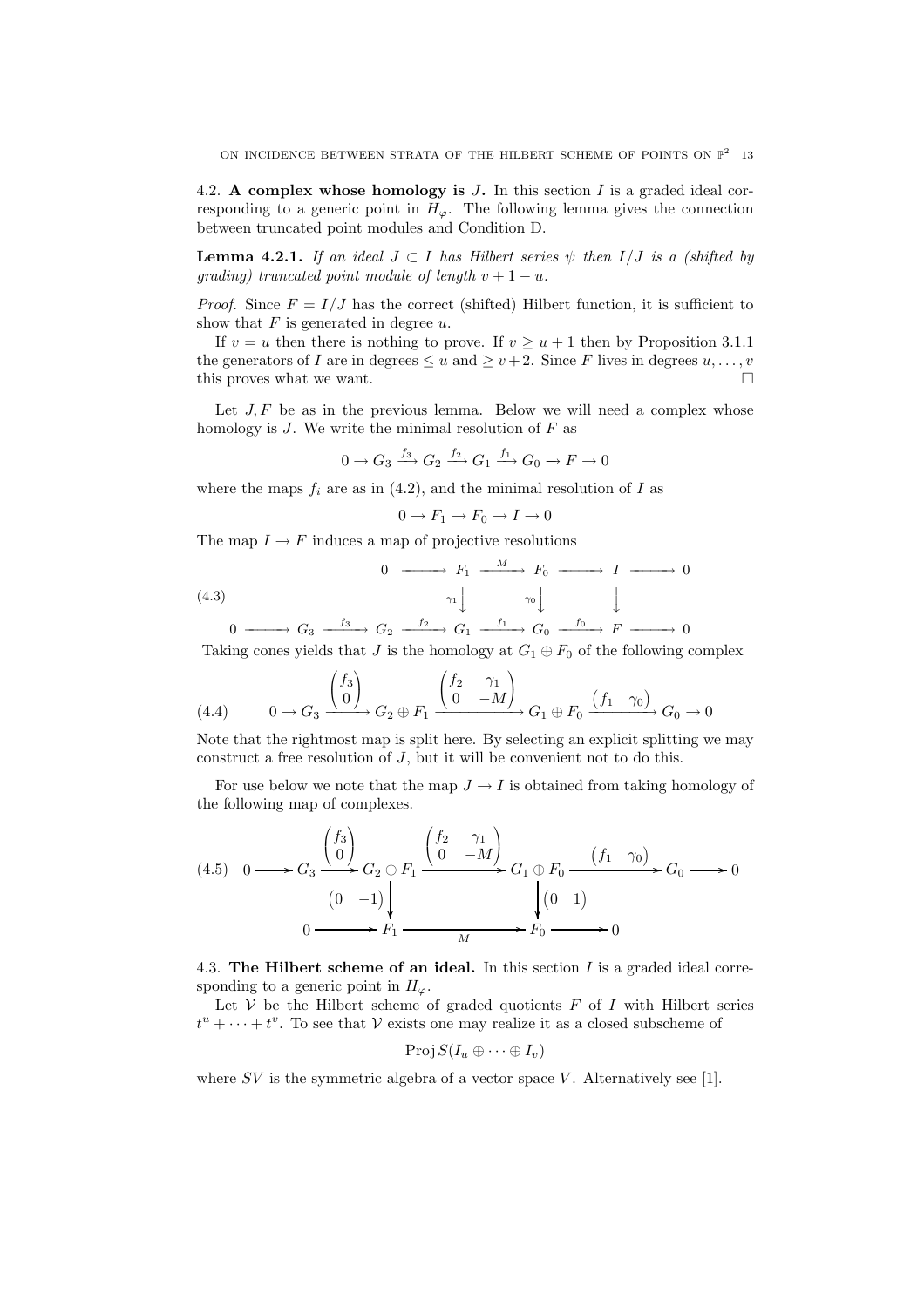## 4.2. A complex whose homology is $J$.

In this section $I$ is a graded ideal corresponding to a generic point in $H_\varphi$. The following lemma gives the connection between truncated point modules and Condition D.

**Lemma 4.2.1.** *If an ideal $J \subset I$ has Hilbert series $\psi$ then $I/J$ is a (shifted by grading) truncated point module of length $v+1-u$.*

*Proof.* Since $F = I/J$ has the correct (shifted) Hilbert function, it is sufficient to show that $F$ is generated in degree $u$.

If $v = u$ then there is nothing to prove. If $v \geq u+1$ then by Proposition 3.1.1 the generators of $I$ are in degrees $\leq u$ and $\geq v+2$. Since $F$ lives in degrees $u, \dots, v$ this proves what we want. $\square$

Let $J, F$ be as in the previous lemma. Below we will need a complex whose homology is $J$. We write the minimal resolution of $F$ as

$$0 \to G_3 \xrightarrow{f_3} G_2 \xrightarrow{f_2} G_1 \xrightarrow{f_1} G_0 \to F \to 0$$

where the maps $f_i$ are as in (4.2), and the minimal resolution of $I$ as

$$0 \to F_1 \to F_0 \to I \to 0$$

The map $I \to F$ induces a map of projective resolutions

$$\begin{array}{ccccccccccccc} & & & & 0 & \longrightarrow & F_1 & \xrightarrow{M} & F_0 & \longrightarrow & I & \longrightarrow & 0 \\ (4.3) & & & & & & \downarrow{\scriptstyle \gamma_1} & & \downarrow{\scriptstyle \gamma_0} & & \downarrow & & \\ 0 & \longrightarrow & G_3 & \xrightarrow{f_3} & G_2 & \xrightarrow{f_2} & G_1 & \xrightarrow{f_1} & G_0 & \xrightarrow{f_0} & F & \longrightarrow & 0 \end{array}$$

Taking cones yields that $J$ is the homology at $G_1 \oplus F_0$ of the following complex

$$0 \to G_3 \xrightarrow{\begin{pmatrix} f_3 \\ 0 \end{pmatrix}} G_2 \oplus F_1 \xrightarrow{\begin{pmatrix} f_2 & \gamma_1 \\ 0 & -M \end{pmatrix}} G_1 \oplus F_0 \xrightarrow{\begin{pmatrix} f_1 & \gamma_0 \end{pmatrix}} G_0 \to 0 \tag{4.4}$$

Note that the rightmost map is split here. By selecting an explicit splitting we may construct a free resolution of $J$, but it will be convenient not to do this.

For use below we note that the map $J \to I$ is obtained from taking homology of the following map of complexes.

$$\begin{array}{ccccccccc} 0 \longrightarrow G_3 & \xrightarrow{\begin{pmatrix} f_3 \\ 0 \end{pmatrix}} & G_2 \oplus F_1 & \xrightarrow{\begin{pmatrix} f_2 & \gamma_1 \\ 0 & -M \end{pmatrix}} & G_1 \oplus F_0 & \xrightarrow{\begin{pmatrix} f_1 & \gamma_0 \end{pmatrix}} & G_0 \longrightarrow 0 \\ & & \downarrow{\scriptstyle \begin{pmatrix} 0 & -1 \end{pmatrix}} & & \downarrow{\scriptstyle \begin{pmatrix} 0 & 1 \end{pmatrix}} & & \\ & 0 \longrightarrow & F_1 & \xrightarrow{M} & F_0 & \longrightarrow 0 & \end{array} \tag{4.5}$$

## 4.3. The Hilbert scheme of an ideal.

In this section $I$ is a graded ideal corresponding to a generic point in $H_\varphi$.

Let $\mathcal{V}$ be the Hilbert scheme of graded quotients $F$ of $I$ with Hilbert series $t^u + \cdots + t^v$. To see that $\mathcal{V}$ exists one may realize it as a closed subscheme of

$$\operatorname{Proj} S(I_u \oplus \cdots \oplus I_v)$$

where $SV$ is the symmetric algebra of a vector space $V$. Alternatively see [1].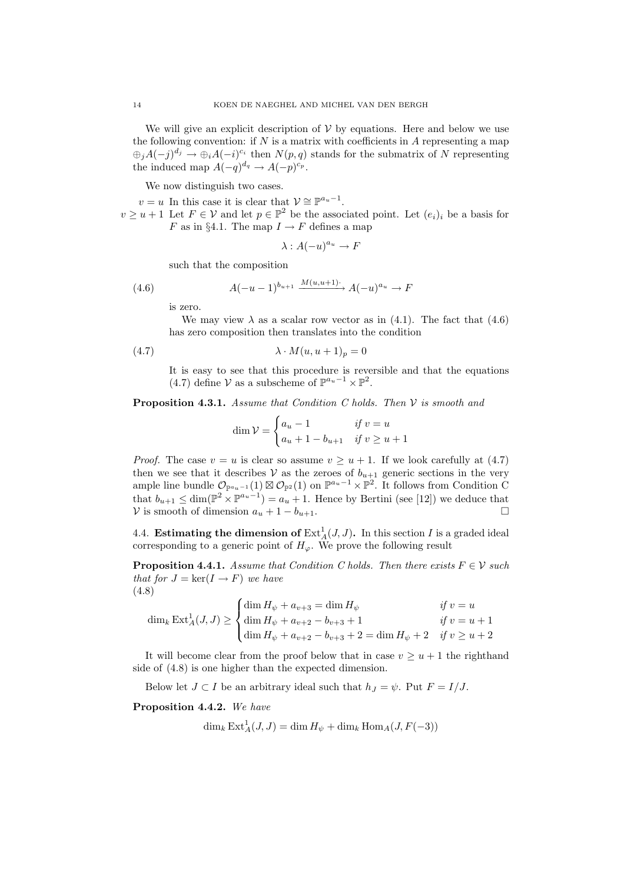We will give an explicit description of $\mathcal{V}$ by equations. Here and below we use the following convention: if $N$ is a matrix with coefficients in $A$ representing a map $\oplus_j A(-j)^{d_j} \to \oplus_i A(-i)^{c_i}$ then $N(p,q)$ stands for the submatrix of $N$ representing the induced map $A(-q)^{d_q} \to A(-p)^{c_p}$.

We now distinguish two cases.

$v = u$ In this case it is clear that $\mathcal{V} \cong \mathbb{P}^{a_u - 1}$.

$v \geq u+1$ Let $F \in \mathcal{V}$ and let $p \in \mathbb{P}^2$ be the associated point. Let $(e_i)_i$ be a basis for $F$ as in §4.1. The map $I \to F$ defines a map

$$\lambda : A(-u)^{a_u} \to F$$

such that the composition

$$A(-u-1)^{b_{u+1}} \xrightarrow{M(u,u+1)\cdot} A(-u)^{a_u} \to F \tag{4.6}$$

is zero.

We may view $\lambda$ as a scalar row vector as in (4.1). The fact that (4.6) has zero composition then translates into the condition

$$\lambda \cdot M(u,u+1)_p = 0 \tag{4.7}$$

It is easy to see that this procedure is reversible and that the equations (4.7) define $\mathcal{V}$ as a subscheme of $\mathbb{P}^{a_u-1} \times \mathbb{P}^2$.

**Proposition 4.3.1.** *Assume that Condition C holds. Then $\mathcal{V}$ is smooth and*

$$\dim \mathcal{V} = \begin{cases} a_u - 1 & \textit{if } v = u \\ a_u + 1 - b_{u+1} & \textit{if } v \geq u+1 \end{cases}$$

*Proof.* The case $v = u$ is clear so assume $v \geq u+1$. If we look carefully at (4.7) then we see that it describes $\mathcal{V}$ as the zeroes of $b_{u+1}$ generic sections in the very ample line bundle $\mathcal{O}_{\mathbb{P}^{a_u-1}}(1) \boxtimes \mathcal{O}_{\mathbb{P}^2}(1)$ on $\mathbb{P}^{a_u-1} \times \mathbb{P}^2$. It follows from Condition C that $b_{u+1} \leq \dim(\mathbb{P}^2 \times \mathbb{P}^{a_u-1}) = a_u + 1$. Hence by Bertini (see [12]) we deduce that $\mathcal{V}$ is smooth of dimension $a_u + 1 - b_{u+1}$. $\square$

## 4.4. Estimating the dimension of $\operatorname{Ext}^1_A(J,J)$.

In this section $I$ is a graded ideal corresponding to a generic point of $H_\varphi$. We prove the following result

**Proposition 4.4.1.** *Assume that Condition C holds. Then there exists $F \in \mathcal{V}$ such that for $J = \ker(I \to F)$ we have*

$$\dim_k \operatorname{Ext}^1_A(J,J) \geq \begin{cases} \dim H_\psi + a_{v+3} = \dim H_\psi & \textit{if } v = u \\ \dim H_\psi + a_{v+2} - b_{v+3} + 1 & \textit{if } v = u+1 \\ \dim H_\psi + a_{v+2} - b_{v+3} + 2 = \dim H_\psi + 2 & \textit{if } v \geq u+2 \end{cases} \tag{4.8}$$

It will become clear from the proof below that in case $v \geq u+1$ the righthand side of (4.8) is one higher than the expected dimension.

Below let $J \subset I$ be an arbitrary ideal such that $h_J = \psi$. Put $F = I/J$.

**Proposition 4.4.2.** *We have*

$$\dim_k \operatorname{Ext}^1_A(J,J) = \dim H_\psi + \dim_k \operatorname{Hom}_A(J, F(-3))$$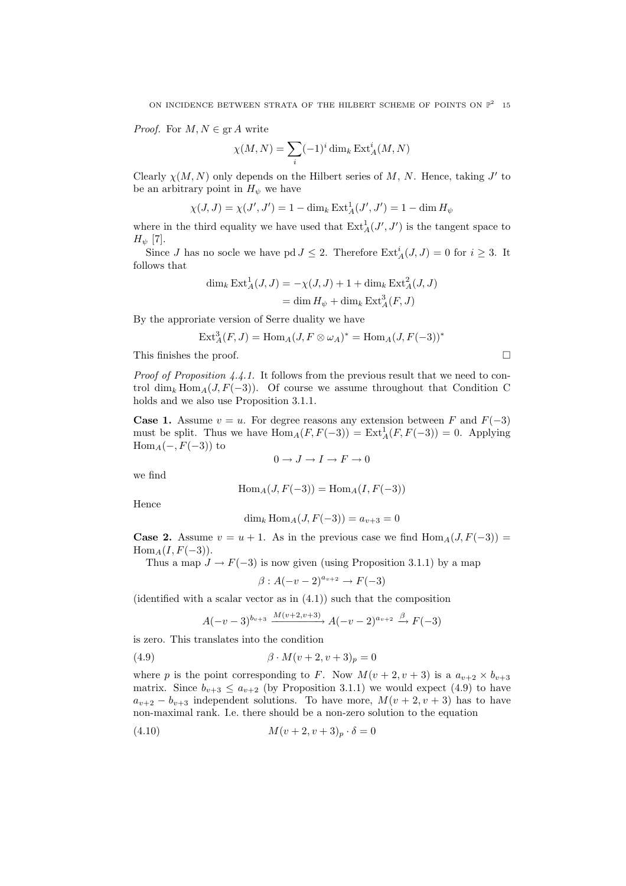*Proof.* For $M, N \in \operatorname{gr} A$ write

$$\chi(M,N) = \sum_i (-1)^i \dim_k \operatorname{Ext}^i_A(M,N)$$

Clearly $\chi(M,N)$ only depends on the Hilbert series of $M$, $N$. Hence, taking $J'$ to be an arbitrary point in $H_\psi$ we have

$$\chi(J,J) = \chi(J',J') = 1 - \dim_k \operatorname{Ext}^1_A(J',J') = 1 - \dim H_\psi$$

where in the third equality we have used that $\operatorname{Ext}^1_A(J',J')$ is the tangent space to $H_\psi$ [7].

Since $J$ has no socle we have $\operatorname{pd} J \leq 2$. Therefore $\operatorname{Ext}^i_A(J,J) = 0$ for $i \geq 3$. It follows that

$$\begin{aligned}\dim_k \operatorname{Ext}^1_A(J,J) &= -\chi(J,J) + 1 + \dim_k \operatorname{Ext}^2_A(J,J)\\ &= \dim H_\psi + \dim_k \operatorname{Ext}^3_A(F,J)\end{aligned}$$

By the approriate version of Serre duality we have

$$\operatorname{Ext}^3_A(F,J) = \operatorname{Hom}_A(J, F \otimes \omega_A)^* = \operatorname{Hom}_A(J, F(-3))^*$$

This finishes the proof. □

*Proof of Proposition 4.4.1.* It follows from the previous result that we need to control $\dim_k \operatorname{Hom}_A(J, F(-3))$. Of course we assume throughout that Condition C holds and we also use Proposition 3.1.1.

**Case 1.** Assume $v = u$. For degree reasons any extension between $F$ and $F(-3)$ must be split. Thus we have $\operatorname{Hom}_A(F, F(-3)) = \operatorname{Ext}^1_A(F, F(-3)) = 0$. Applying $\operatorname{Hom}_A(-, F(-3))$ to

$$0 \to J \to I \to F \to 0$$

we find

$$\operatorname{Hom}_A(J, F(-3)) = \operatorname{Hom}_A(I, F(-3))$$

Hence

$$\dim_k \operatorname{Hom}_A(J, F(-3)) = a_{v+3} = 0$$

**Case 2.** Assume $v = u + 1$. As in the previous case we find $\operatorname{Hom}_A(J, F(-3)) = \operatorname{Hom}_A(I, F(-3))$.

Thus a map $J \to F(-3)$ is now given (using Proposition 3.1.1) by a map

$$\beta : A(-v-2)^{a_{v+2}} \to F(-3)$$

(identified with a scalar vector as in (4.1)) such that the composition

$$A(-v-3)^{b_{v+3}} \xrightarrow{M(v+2,v+3)} A(-v-2)^{a_{v+2}} \xrightarrow{\beta} F(-3)$$

is zero. This translates into the condition

$$\beta \cdot M(v+2, v+3)_p = 0 \tag{4.9}$$

where $p$ is the point corresponding to $F$. Now $M(v+2, v+3)$ is a $a_{v+2} \times b_{v+3}$ matrix. Since $b_{v+3} \leq a_{v+2}$ (by Proposition 3.1.1) we would expect (4.9) to have $a_{v+2} - b_{v+3}$ independent solutions. To have more, $M(v+2, v+3)$ has to have non-maximal rank. I.e. there should be a non-zero solution to the equation

$$M(v+2, v+3)_p \cdot \delta = 0 \tag{4.10}$$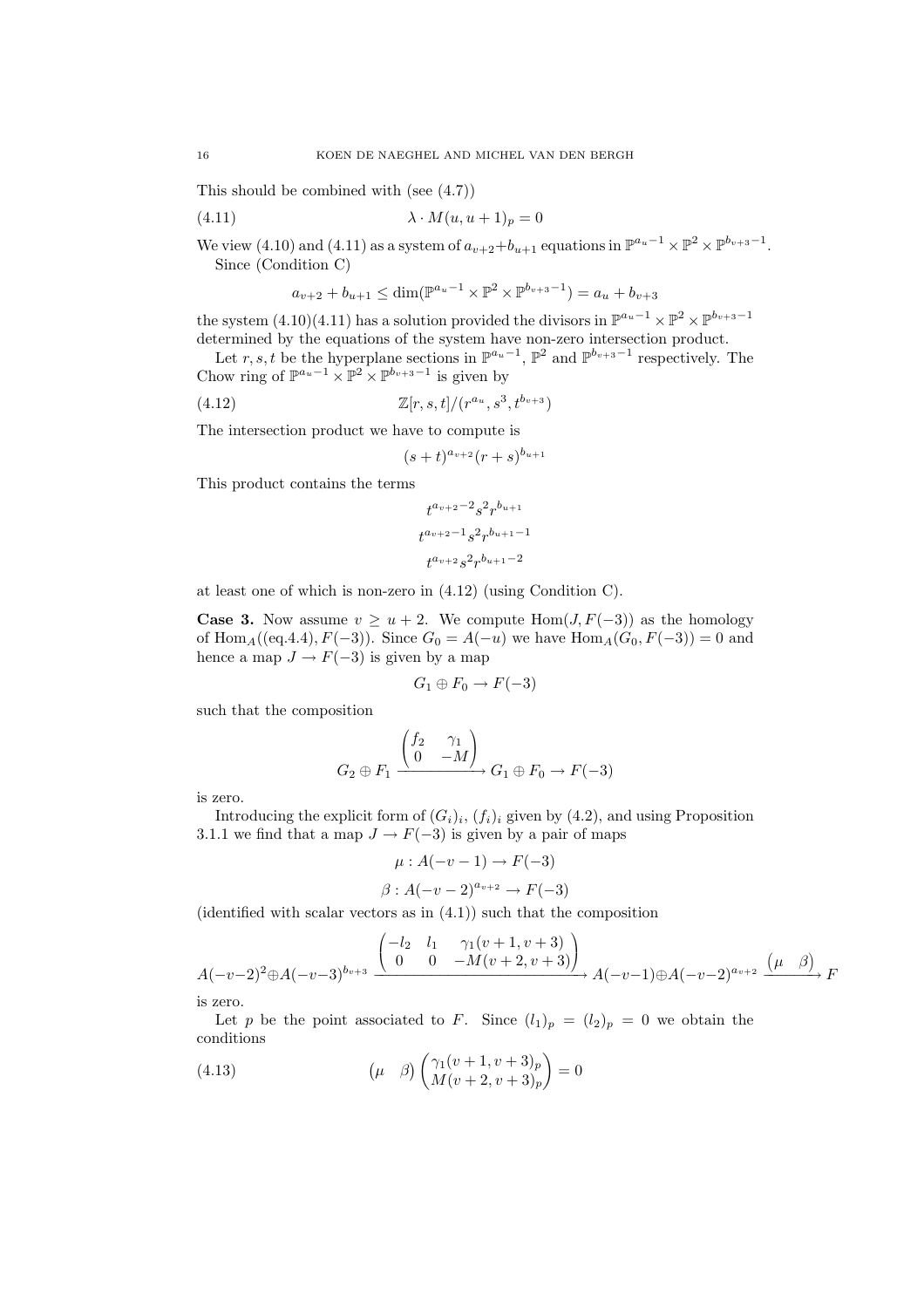This should be combined with (see (4.7))

$$\lambda \cdot M(u, u+1)_p = 0 \tag{4.11}$$

We view (4.10) and (4.11) as a system of $a_{v+2}+b_{u+1}$ equations in $\mathbb{P}^{a_u-1} \times \mathbb{P}^2 \times \mathbb{P}^{b_{v+3}-1}$.

Since (Condition C)

$$a_{v+2} + b_{u+1} \leq \dim(\mathbb{P}^{a_u-1} \times \mathbb{P}^2 \times \mathbb{P}^{b_{v+3}-1}) = a_u + b_{v+3}$$

the system (4.10)(4.11) has a solution provided the divisors in $\mathbb{P}^{a_u-1} \times \mathbb{P}^2 \times \mathbb{P}^{b_{v+3}-1}$ determined by the equations of the system have non-zero intersection product.

Let $r, s, t$ be the hyperplane sections in $\mathbb{P}^{a_u-1}$, $\mathbb{P}^2$ and $\mathbb{P}^{b_{v+3}-1}$ respectively. The Chow ring of $\mathbb{P}^{a_u-1} \times \mathbb{P}^2 \times \mathbb{P}^{b_{v+3}-1}$ is given by

$$\mathbb{Z}[r, s, t]/(r^{a_u}, s^3, t^{b_{v+3}}) \tag{4.12}$$

The intersection product we have to compute is

$$(s+t)^{a_{v+2}}(r+s)^{b_{u+1}}$$

This product contains the terms

$$t^{a_{v+2}-2}s^2r^{b_{u+1}}$$
$$t^{a_{v+2}-1}s^2r^{b_{u+1}-1}$$
$$t^{a_{v+2}}s^2r^{b_{u+1}-2}$$

at least one of which is non-zero in (4.12) (using Condition C).

**Case 3.** Now assume $v \geq u+2$. We compute $\operatorname{Hom}(J, F(-3))$ as the homology of $\operatorname{Hom}_A((\text{eq.4.4}), F(-3))$. Since $G_0 = A(-u)$ we have $\operatorname{Hom}_A(G_0, F(-3)) = 0$ and hence a map $J \to F(-3)$ is given by a map

$$G_1 \oplus F_0 \to F(-3)$$

such that the composition

$$G_2 \oplus F_1 \xrightarrow{\begin{pmatrix} f_2 & \gamma_1 \\ 0 & -M \end{pmatrix}} G_1 \oplus F_0 \to F(-3)$$

is zero.

Introducing the explicit form of $(G_i)_i$, $(f_i)_i$ given by (4.2), and using Proposition 3.1.1 we find that a map $J \to F(-3)$ is given by a pair of maps

$$\mu : A(-v-1) \to F(-3)$$
$$\beta : A(-v-2)^{a_{v+2}} \to F(-3)$$

(identified with scalar vectors as in (4.1)) such that the composition

$$A(-v-2)^2 \oplus A(-v-3)^{b_{v+3}} \xrightarrow{\begin{pmatrix} -l_2 & l_1 & \gamma_1(v+1, v+3) \\ 0 & 0 & -M(v+2, v+3) \end{pmatrix}} A(-v-1) \oplus A(-v-2)^{a_{v+2}} \xrightarrow{\begin{pmatrix} \mu & \beta \end{pmatrix}} F$$

is zero.

Let $p$ be the point associated to $F$. Since $(l_1)_p = (l_2)_p = 0$ we obtain the conditions

$$\begin{pmatrix} \mu & \beta \end{pmatrix} \begin{pmatrix} \gamma_1(v+1, v+3)_p \\ M(v+2, v+3)_p \end{pmatrix} = 0 \tag{4.13}$$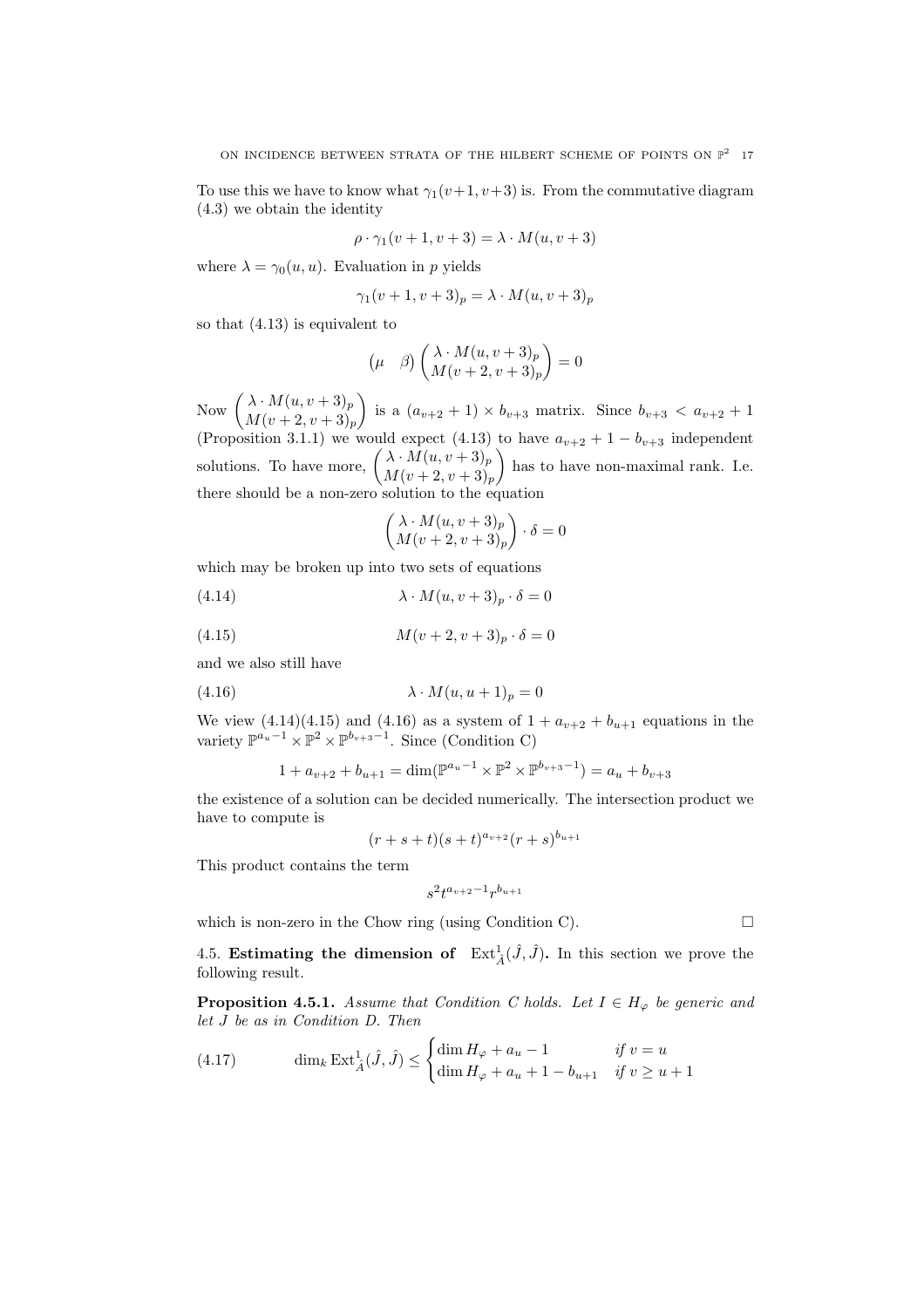To use this we have to know what $\gamma_1(v+1, v+3)$ is. From the commutative diagram (4.3) we obtain the identity

$$\rho \cdot \gamma_1(v+1, v+3) = \lambda \cdot M(u, v+3)$$

where $\lambda = \gamma_0(u, u)$. Evaluation in $p$ yields

$$\gamma_1(v+1, v+3)_p = \lambda \cdot M(u, v+3)_p$$

so that (4.13) is equivalent to

$$\begin{pmatrix} \mu & \beta \end{pmatrix} \begin{pmatrix} \lambda \cdot M(u, v+3)_p \\ M(v+2, v+3)_p \end{pmatrix} = 0$$

Now $\begin{pmatrix} \lambda \cdot M(u, v+3)_p \\ M(v+2, v+3)_p \end{pmatrix}$ is a $(a_{v+2}+1) \times b_{v+3}$ matrix. Since $b_{v+3} < a_{v+2}+1$ (Proposition 3.1.1) we would expect (4.13) to have $a_{v+2}+1-b_{v+3}$ independent solutions. To have more, $\begin{pmatrix} \lambda \cdot M(u, v+3)_p \\ M(v+2, v+3)_p \end{pmatrix}$ has to have non-maximal rank. I.e. there should be a non-zero solution to the equation

$$\begin{pmatrix} \lambda \cdot M(u, v+3)_p \\ M(v+2, v+3)_p \end{pmatrix} \cdot \delta = 0$$

which may be broken up into two sets of equations

$$\lambda \cdot M(u, v+3)_p \cdot \delta = 0 \tag{4.14}$$

$$M(v+2, v+3)_p \cdot \delta = 0 \tag{4.15}$$

and we also still have

$$\lambda \cdot M(u, u+1)_p = 0 \tag{4.16}$$

We view (4.14)(4.15) and (4.16) as a system of $1 + a_{v+2} + b_{u+1}$ equations in the variety $\mathbb{P}^{a_u-1} \times \mathbb{P}^2 \times \mathbb{P}^{b_{v+3}-1}$. Since (Condition C)

$$1 + a_{v+2} + b_{u+1} = \dim(\mathbb{P}^{a_u-1} \times \mathbb{P}^2 \times \mathbb{P}^{b_{v+3}-1}) = a_u + b_{v+3}$$

the existence of a solution can be decided numerically. The intersection product we have to compute is

$$(r+s+t)(s+t)^{a_{v+2}}(r+s)^{b_{u+1}}$$

This product contains the term

$$s^2 t^{a_{v+2}-1} r^{b_{u+1}}$$

which is non-zero in the Chow ring (using Condition C). □

## 4.5. Estimating the dimension of $\operatorname{Ext}^1_{\hat{A}}(\hat{J}, \hat{J})$.

In this section we prove the following result.

**Proposition 4.5.1.** *Assume that Condition C holds. Let $I \in H_\varphi$ be generic and let $J$ be as in Condition D. Then*

$$\dim_k \operatorname{Ext}^1_{\hat{A}}(\hat{J}, \hat{J}) \leq \begin{cases} \dim H_\varphi + a_u - 1 & \text{if } v = u \\ \dim H_\varphi + a_u + 1 - b_{u+1} & \text{if } v \geq u+1 \end{cases} \tag{4.17}$$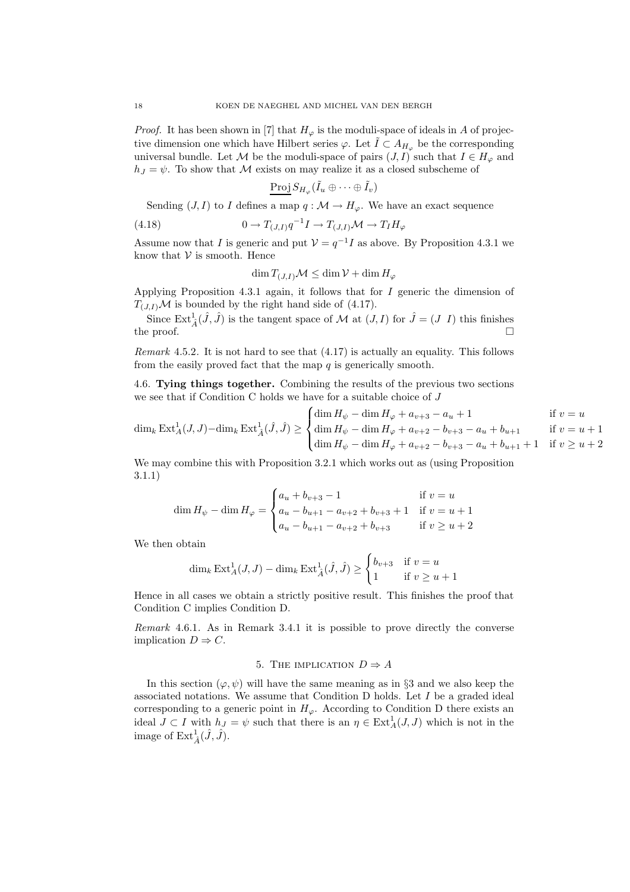*Proof.* It has been shown in [7] that $H_\varphi$ is the moduli-space of ideals in $A$ of projective dimension one which have Hilbert series $\varphi$. Let $\tilde{I} \subset A_{H_\varphi}$ be the corresponding universal bundle. Let $\mathcal{M}$ be the moduli-space of pairs $(J, I)$ such that $I \in H_\varphi$ and $h_J = \psi$. To show that $\mathcal{M}$ exists on may realize it as a closed subscheme of

$$\underline{\operatorname{Proj}}\, S_{H_\varphi}(\tilde{I}_u \oplus \cdots \oplus \tilde{I}_v)$$

Sending $(J, I)$ to $I$ defines a map $q : \mathcal{M} \to H_\varphi$. We have an exact sequence

$$0 \to T_{(J,I)} q^{-1} I \to T_{(J,I)} \mathcal{M} \to T_I H_\varphi \tag{4.18}$$

Assume now that $I$ is generic and put $\mathcal{V} = q^{-1} I$ as above. By Proposition 4.3.1 we know that $\mathcal{V}$ is smooth. Hence

$$\dim T_{(J,I)} \mathcal{M} \leq \dim \mathcal{V} + \dim H_\varphi$$

Applying Proposition 4.3.1 again, it follows that for $I$ generic the dimension of $T_{(J,I)} \mathcal{M}$ is bounded by the right hand side of (4.17).

Since $\operatorname{Ext}^1_{\hat{A}}(\hat{J}, \hat{J})$ is the tangent space of $\mathcal{M}$ at $(J, I)$ for $\hat{J} = (J \ I)$ this finishes the proof. $\square$

*Remark* 4.5.2. It is not hard to see that (4.17) is actually an equality. This follows from the easily proved fact that the map $q$ is generically smooth.

4.6. **Tying things together.** Combining the results of the previous two sections we see that if Condition C holds we have for a suitable choice of $J$

$$\dim_k \operatorname{Ext}^1_A(J,J) - \dim_k \operatorname{Ext}^1_{\hat{A}}(\hat{J}, \hat{J}) \geq \begin{cases} \dim H_\psi - \dim H_\varphi + a_{v+3} - a_u + 1 & \text{if } v = u \\ \dim H_\psi - \dim H_\varphi + a_{v+2} - b_{v+3} - a_u + b_{u+1} & \text{if } v = u+1 \\ \dim H_\psi - \dim H_\varphi + a_{v+2} - b_{v+3} - a_u + b_{u+1} + 1 & \text{if } v \geq u+2 \end{cases}$$

We may combine this with Proposition 3.2.1 which works out as (using Proposition 3.1.1)

$$\dim H_\psi - \dim H_\varphi = \begin{cases} a_u + b_{v+3} - 1 & \text{if } v = u \\ a_u - b_{u+1} - a_{v+2} + b_{v+3} + 1 & \text{if } v = u+1 \\ a_u - b_{u+1} - a_{v+2} + b_{v+3} & \text{if } v \geq u+2 \end{cases}$$

We then obtain

$$\dim_k \operatorname{Ext}^1_A(J,J) - \dim_k \operatorname{Ext}^1_{\hat{A}}(\hat{J}, \hat{J}) \geq \begin{cases} b_{v+3} & \text{if } v = u \\ 1 & \text{if } v \geq u+1 \end{cases}$$

Hence in all cases we obtain a strictly positive result. This finishes the proof that Condition C implies Condition D.

*Remark* 4.6.1. As in Remark 3.4.1 it is possible to prove directly the converse implication $D \Rightarrow C$.

## 5. The implication $D \Rightarrow A$

In this section $(\varphi, \psi)$ will have the same meaning as in §3 and we also keep the associated notations. We assume that Condition D holds. Let $I$ be a graded ideal corresponding to a generic point in $H_\varphi$. According to Condition D there exists an ideal $J \subset I$ with $h_J = \psi$ such that there is an $\eta \in \operatorname{Ext}^1_A(J,J)$ which is not in the image of $\operatorname{Ext}^1_{\hat{A}}(\hat{J}, \hat{J})$.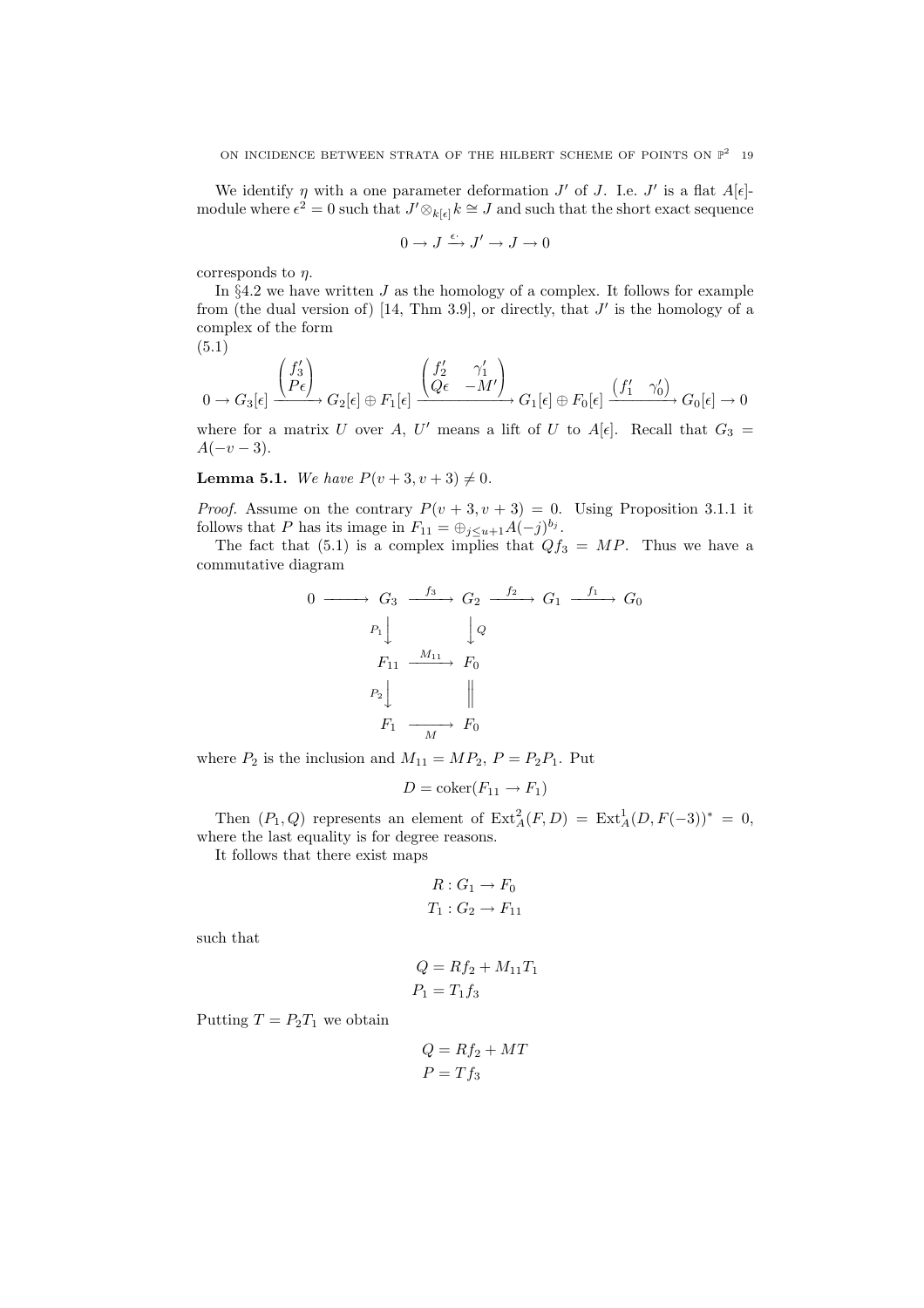We identify $\eta$ with a one parameter deformation $J'$ of $J$. I.e. $J'$ is a flat $A[\epsilon]$-module where $\epsilon^2 = 0$ such that $J' \otimes_{k[\epsilon]} k \cong J$ and such that the short exact sequence

$$0 \to J \xrightarrow{\epsilon\cdot} J' \to J \to 0$$

corresponds to $\eta$.

In §4.2 we have written $J$ as the homology of a complex. It follows for example from (the dual version of) [14, Thm 3.9], or directly, that $J'$ is the homology of a complex of the form

(5.1)

$$0 \to G_3[\epsilon] \xrightarrow{\begin{pmatrix} f_3' \\ P\epsilon \end{pmatrix}} G_2[\epsilon] \oplus F_1[\epsilon] \xrightarrow{\begin{pmatrix} f_2' & \gamma_1' \\ Q\epsilon & -M' \end{pmatrix}} G_1[\epsilon] \oplus F_0[\epsilon] \xrightarrow{\begin{pmatrix} f_1' & \gamma_0' \end{pmatrix}} G_0[\epsilon] \to 0$$

where for a matrix $U$ over $A$, $U'$ means a lift of $U$ to $A[\epsilon]$. Recall that $G_3 = A(-v-3)$.

**Lemma 5.1.** *We have $P(v+3, v+3) \neq 0$.*

*Proof.* Assume on the contrary $P(v+3, v+3) = 0$. Using Proposition 3.1.1 it follows that $P$ has its image in $F_{11} = \oplus_{j \leq u+1} A(-j)^{b_j}$.

The fact that (5.1) is a complex implies that $Qf_3 = MP$. Thus we have a commutative diagram

$$\begin{array}{ccccccccc}
0 & \longrightarrow & G_3 & \xrightarrow{f_3} & G_2 & \xrightarrow{f_2} & G_1 & \xrightarrow{f_1} & G_0 \\
 & & {\scriptstyle P_1}\downarrow & & \downarrow{\scriptstyle Q} & & & & \\
 & & F_{11} & \xrightarrow{M_{11}} & F_0 & & & & \\
 & & {\scriptstyle P_2}\downarrow & & \| & & & & \\
 & & F_1 & \xrightarrow[M]{} & F_0 & & & &
\end{array}$$

where $P_2$ is the inclusion and $M_{11} = MP_2$, $P = P_2 P_1$. Put

$$D = \operatorname{coker}(F_{11} \to F_1)$$

Then $(P_1, Q)$ represents an element of $\operatorname{Ext}^2_A(F, D) = \operatorname{Ext}^1_A(D, F(-3))^* = 0$, where the last equality is for degree reasons.

It follows that there exist maps

$$R : G_1 \to F_0$$
$$T_1 : G_2 \to F_{11}$$

such that

$$Q = Rf_2 + M_{11} T_1$$
$$P_1 = T_1 f_3$$

Putting $T = P_2 T_1$ we obtain

$$Q = Rf_2 + MT$$
$$P = Tf_3$$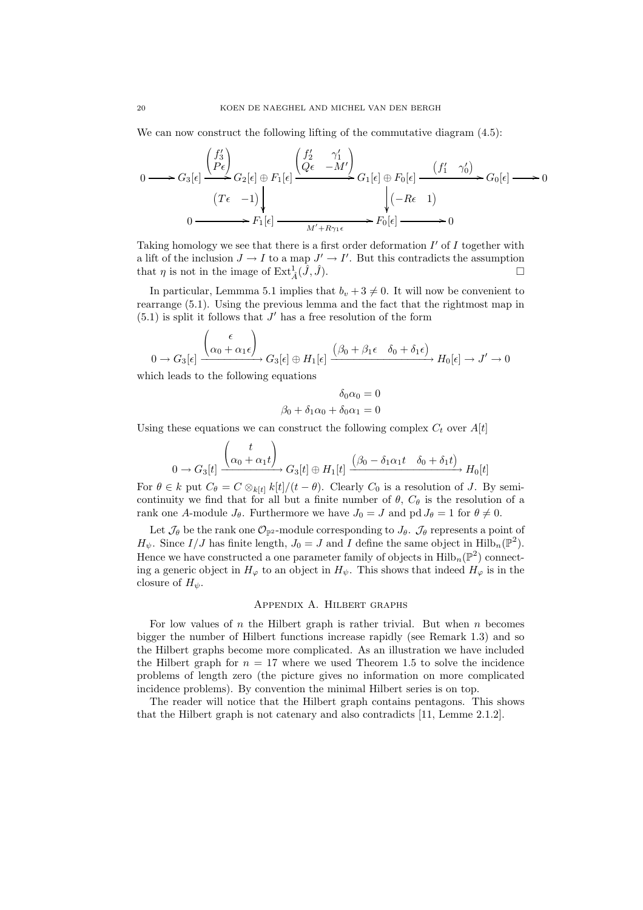We can now construct the following lifting of the commutative diagram (4.5):

$$\begin{array}{ccccccccc}
0 \longrightarrow G_3[\epsilon] & \xrightarrow{\begin{pmatrix} f_3' \\ P\epsilon \end{pmatrix}} & G_2[\epsilon] \oplus F_1[\epsilon] & \xrightarrow{\begin{pmatrix} f_2' & \gamma_1' \\ Q\epsilon & -M' \end{pmatrix}} & G_1[\epsilon] \oplus F_0[\epsilon] & \xrightarrow{\begin{pmatrix} f_1' & \gamma_0' \end{pmatrix}} & G_0[\epsilon] \longrightarrow 0 \\
& & \Big\downarrow {\scriptstyle \begin{pmatrix} T\epsilon & -1 \end{pmatrix}} & & \Big\downarrow {\scriptstyle \begin{pmatrix} -R\epsilon & 1 \end{pmatrix}} & & \\
& 0 \longrightarrow & F_1[\epsilon] & \xrightarrow[M' + R\gamma_1\epsilon]{} & F_0[\epsilon] & \longrightarrow 0 &
\end{array}$$

Taking homology we see that there is a first order deformation $I'$ of $I$ together with a lift of the inclusion $J \to I$ to a map $J' \to I'$. But this contradicts the assumption that $\eta$ is not in the image of $\operatorname{Ext}^1_{\hat{A}}(\hat{J}, \hat{J})$. $\square$

In particular, Lemmma 5.1 implies that $b_v + 3 \neq 0$. It will now be convenient to rearrange (5.1). Using the previous lemma and the fact that the rightmost map in (5.1) is split it follows that $J'$ has a free resolution of the form

$$0 \to G_3[\epsilon] \xrightarrow{\begin{pmatrix} \epsilon \\ \alpha_0 + \alpha_1\epsilon \end{pmatrix}} G_3[\epsilon] \oplus H_1[\epsilon] \xrightarrow{\begin{pmatrix} \beta_0 + \beta_1\epsilon & \delta_0 + \delta_1\epsilon \end{pmatrix}} H_0[\epsilon] \to J' \to 0$$

which leads to the following equations

$$\delta_0\alpha_0 = 0$$
$$\beta_0 + \delta_1\alpha_0 + \delta_0\alpha_1 = 0$$

Using these equations we can construct the following complex $C_t$ over $A[t]$

$$0 \to G_3[t] \xrightarrow{\begin{pmatrix} t \\ \alpha_0 + \alpha_1 t \end{pmatrix}} G_3[t] \oplus H_1[t] \xrightarrow{\begin{pmatrix} \beta_0 - \delta_1\alpha_1 t & \delta_0 + \delta_1 t \end{pmatrix}} H_0[t]$$

For $\theta \in k$ put $C_\theta = C \otimes_{k[t]} k[t]/(t-\theta)$. Clearly $C_0$ is a resolution of $J$. By semi-continuity we find that for all but a finite number of $\theta$, $C_\theta$ is the resolution of a rank one $A$-module $J_\theta$. Furthermore we have $J_0 = J$ and $\operatorname{pd} J_\theta = 1$ for $\theta \neq 0$.

Let $\mathcal{J}_\theta$ be the rank one $\mathcal{O}_{\mathbb{P}^2}$-module corresponding to $J_\theta$. $\mathcal{J}_\theta$ represents a point of $H_\psi$. Since $I/J$ has finite length, $J_0 = J$ and $I$ define the same object in $\operatorname{Hilb}_n(\mathbb{P}^2)$. Hence we have constructed a one parameter family of objects in $\operatorname{Hilb}_n(\mathbb{P}^2)$ connecting a generic object in $H_\varphi$ to an object in $H_\psi$. This shows that indeed $H_\varphi$ is in the closure of $H_\psi$.

## Appendix A. Hilbert graphs

For low values of $n$ the Hilbert graph is rather trivial. But when $n$ becomes bigger the number of Hilbert functions increase rapidly (see Remark 1.3) and so the Hilbert graphs become more complicated. As an illustration we have included the Hilbert graph for $n = 17$ where we used Theorem 1.5 to solve the incidence problems of length zero (the picture gives no information on more complicated incidence problems). By convention the minimal Hilbert series is on top.

The reader will notice that the Hilbert graph contains pentagons. This shows that the Hilbert graph is not catenary and also contradicts [11, Lemme 2.1.2].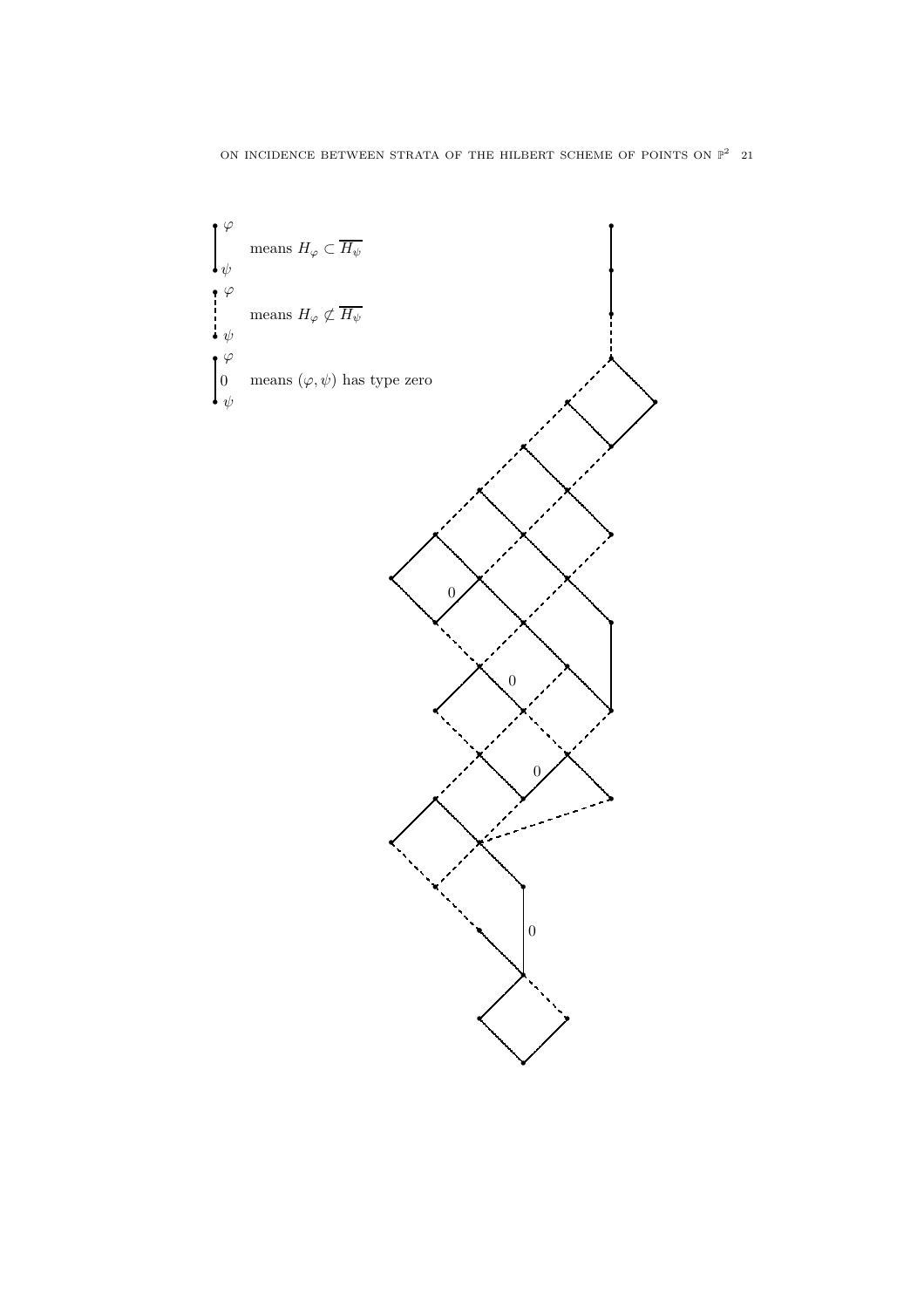$\varphi$

$\psi$

means $H_\varphi \subset \overline{H_\psi}$

$\varphi$

$\psi$

means $H_\varphi \not\subset \overline{H_\psi}$

$\varphi$

0

$\psi$

means $(\varphi, \psi)$ has type zero

0

0

0

0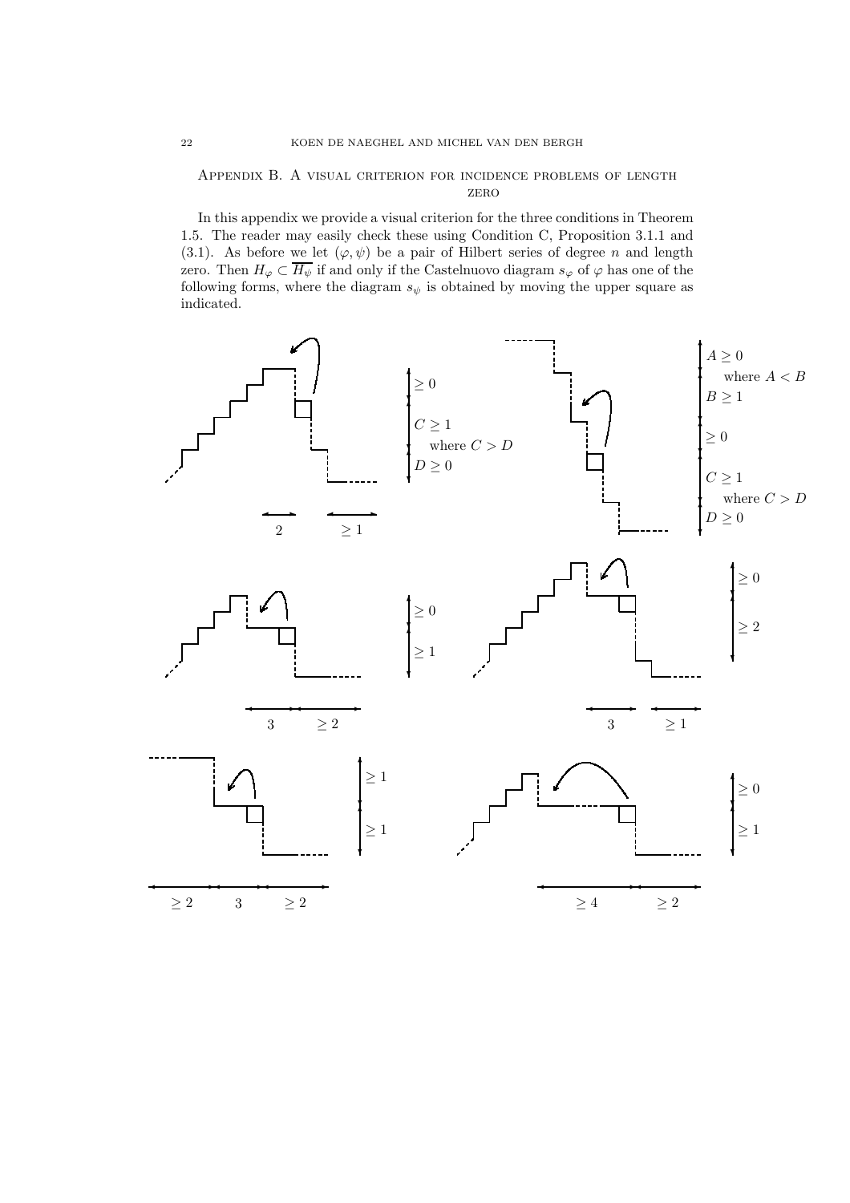## Appendix B. A visual criterion for incidence problems of length zero

In this appendix we provide a visual criterion for the three conditions in Theorem 1.5. The reader may easily check these using Condition C, Proposition 3.1.1 and (3.1). As before we let $(\varphi, \psi)$ be a pair of Hilbert series of degree $n$ and length zero. Then $H_\varphi \subset \overline{H_\psi}$ if and only if the Castelnuovo diagram $s_\varphi$ of $\varphi$ has one of the following forms, where the diagram $s_\psi$ is obtained by moving the upper square as indicated.

$\geq 0$
$C \geq 1$
where $C > D$
$D \geq 0$
2
$\geq 1$

$A \geq 0$
where $A < B$
$B \geq 1$
$\geq 0$
$C \geq 1$
where $C > D$
$D \geq 0$

$\geq 0$
$\geq 1$
3
$\geq 2$

$\geq 0$
$\geq 2$
3
$\geq 1$

$\geq 1$
$\geq 1$
$\geq 2$
3
$\geq 2$

$\geq 0$
$\geq 1$
$\geq 4$
$\geq 2$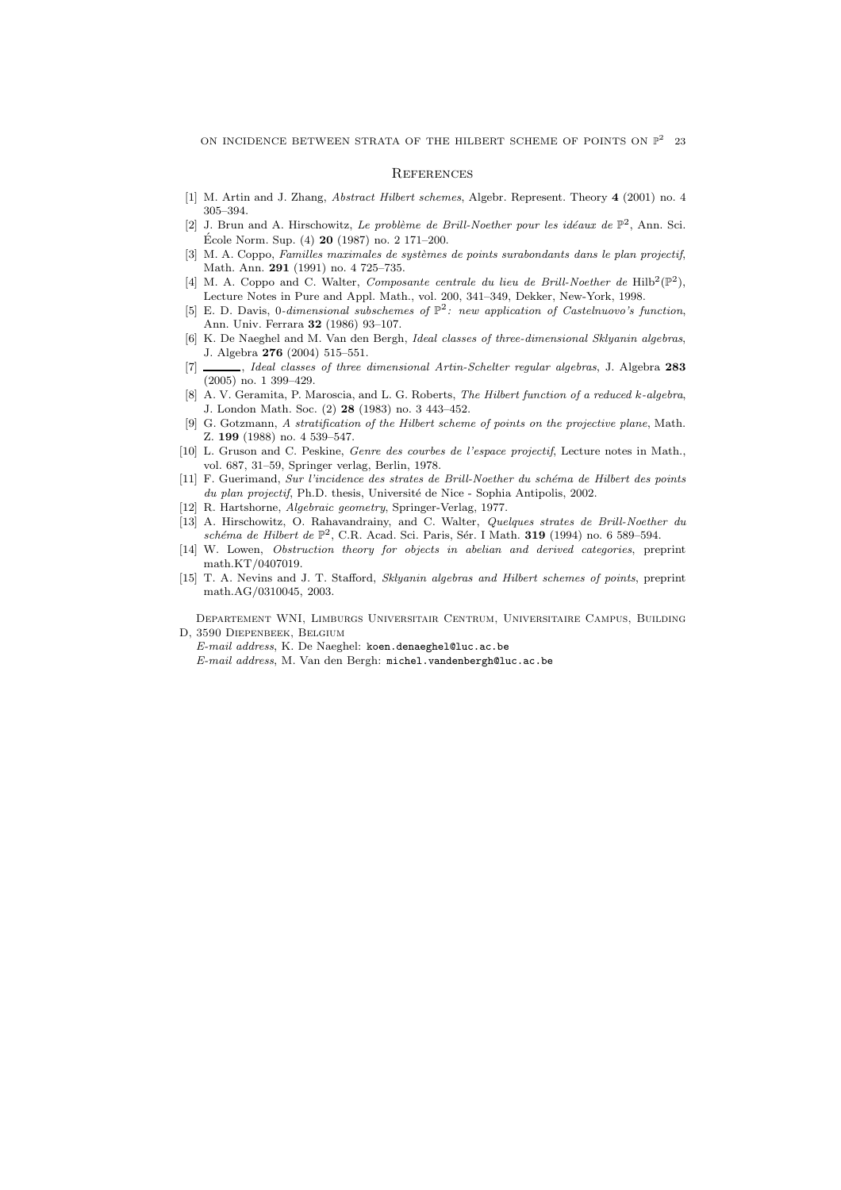## References

[1] M. Artin and J. Zhang, *Abstract Hilbert schemes*, Algebr. Represent. Theory **4** (2001) no. 4 305–394.

[2] J. Brun and A. Hirschowitz, *Le problème de Brill-Noether pour les idéaux de* $\mathbb{P}^2$, Ann. Sci. École Norm. Sup. (4) **20** (1987) no. 2 171–200.

[3] M. A. Coppo, *Familles maximales de systèmes de points surabondants dans le plan projectif*, Math. Ann. **291** (1991) no. 4 725–735.

[4] M. A. Coppo and C. Walter, *Composante centrale du lieu de Brill-Noether de* $\mathrm{Hilb}^2(\mathbb{P}^2)$, Lecture Notes in Pure and Appl. Math., vol. 200, 341–349, Dekker, New-York, 1998.

[5] E. D. Davis, *0-dimensional subschemes of* $\mathbb{P}^2$*: new application of Castelnuovo's function*, Ann. Univ. Ferrara **32** (1986) 93–107.

[6] K. De Naeghel and M. Van den Bergh, *Ideal classes of three-dimensional Sklyanin algebras*, J. Algebra **276** (2004) 515–551.

[7] ______, *Ideal classes of three dimensional Artin-Schelter regular algebras*, J. Algebra **283** (2005) no. 1 399–429.

[8] A. V. Geramita, P. Maroscia, and L. G. Roberts, *The Hilbert function of a reduced k-algebra*, J. London Math. Soc. (2) **28** (1983) no. 3 443–452.

[9] G. Gotzmann, *A stratification of the Hilbert scheme of points on the projective plane*, Math. Z. **199** (1988) no. 4 539–547.

[10] L. Gruson and C. Peskine, *Genre des courbes de l'espace projectif*, Lecture notes in Math., vol. 687, 31–59, Springer verlag, Berlin, 1978.

[11] F. Guerimand, *Sur l'incidence des strates de Brill-Noether du schéma de Hilbert des points du plan projectif*, Ph.D. thesis, Université de Nice - Sophia Antipolis, 2002.

[12] R. Hartshorne, *Algebraic geometry*, Springer-Verlag, 1977.

[13] A. Hirschowitz, O. Rahavandrainy, and C. Walter, *Quelques strates de Brill-Noether du schéma de Hilbert de* $\mathbb{P}^2$, C.R. Acad. Sci. Paris, Sér. I Math. **319** (1994) no. 6 589–594.

[14] W. Lowen, *Obstruction theory for objects in abelian and derived categories*, preprint math.KT/0407019.

[15] T. A. Nevins and J. T. Stafford, *Sklyanin algebras and Hilbert schemes of points*, preprint math.AG/0310045, 2003.

Departement WNI, Limburgs Universitair Centrum, Universitaire Campus, Building D, 3590 Diepenbeek, Belgium

*E-mail address*, K. De Naeghel: koen.denaeghel@luc.ac.be

*E-mail address*, M. Van den Bergh: michel.vandenbergh@luc.ac.be